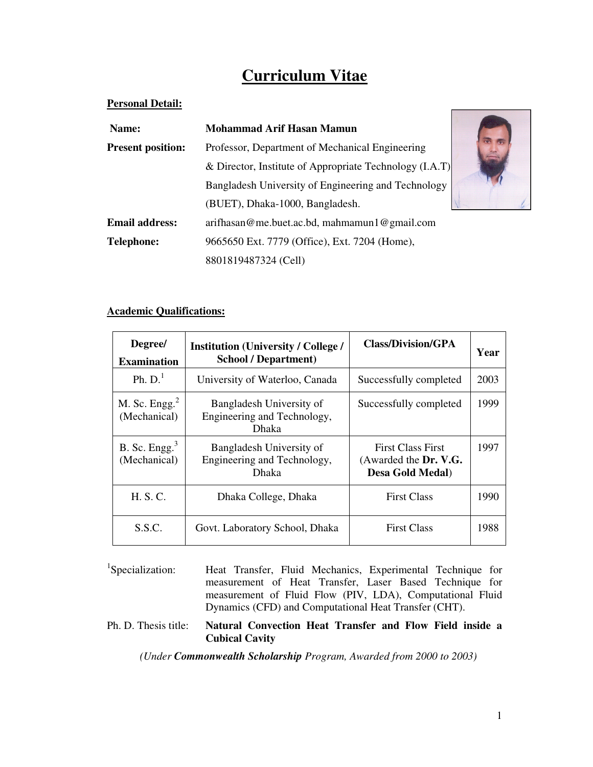# Curriculum Vitae

## Personal Detail:

**Name:** **Mohammad Arif Hasan Mamun**

**Present position:** Professor, Department of Mechanical Engineering
& Director, Institute of Appropriate Technology (I.A.T)
Bangladesh University of Engineering and Technology
(BUET), Dhaka-1000, Bangladesh.

**Email address:** arifhasan@me.buet.ac.bd, mahmamun1@gmail.com

**Telephone:** 9665650 Ext. 7779 (Office), Ext. 7204 (Home),
8801819487324 (Cell)

## Academic Qualifications:

| Degree/ Examination | Institution (University / College / School / Department) | Class/Division/GPA | Year |
|---|---|---|---|
| Ph. D.[1] | University of Waterloo, Canada | Successfully completed | 2003 |
| M. Sc. Engg.[2] (Mechanical) | Bangladesh University of Engineering and Technology, Dhaka | Successfully completed | 1999 |
| B. Sc. Engg.[3] (Mechanical) | Bangladesh University of Engineering and Technology, Dhaka | First Class First (Awarded the **Dr. V.G. Desa Gold Medal**) | 1997 |
| H. S. C. | Dhaka College, Dhaka | First Class | 1990 |
| S.S.C. | Govt. Laboratory School, Dhaka | First Class | 1988 |

[1]Specialization: Heat Transfer, Fluid Mechanics, Experimental Technique for measurement of Heat Transfer, Laser Based Technique for measurement of Fluid Flow (PIV, LDA), Computational Fluid Dynamics (CFD) and Computational Heat Transfer (CHT).

Ph. D. Thesis title: **Natural Convection Heat Transfer and Flow Field inside a Cubical Cavity**

*(Under **Commonwealth Scholarship** Program, Awarded from 2000 to 2003)*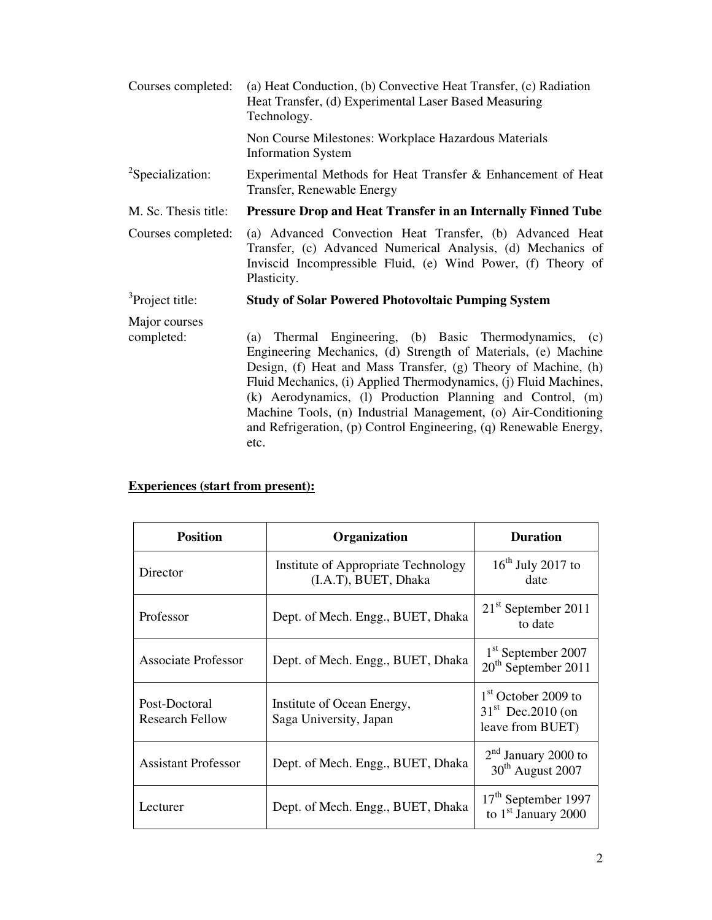Courses completed: (a) Heat Conduction, (b) Convective Heat Transfer, (c) Radiation Heat Transfer, (d) Experimental Laser Based Measuring Technology.

Non Course Milestones: Workplace Hazardous Materials Information System

[2]Specialization: Experimental Methods for Heat Transfer & Enhancement of Heat Transfer, Renewable Energy

M. Sc. Thesis title: **Pressure Drop and Heat Transfer in an Internally Finned Tube**

Courses completed: (a) Advanced Convection Heat Transfer, (b) Advanced Heat Transfer, (c) Advanced Numerical Analysis, (d) Mechanics of Inviscid Incompressible Fluid, (e) Wind Power, (f) Theory of Plasticity.

[3]Project title: **Study of Solar Powered Photovoltaic Pumping System**

Major courses completed: (a) Thermal Engineering, (b) Basic Thermodynamics, (c) Engineering Mechanics, (d) Strength of Materials, (e) Machine Design, (f) Heat and Mass Transfer, (g) Theory of Machine, (h) Fluid Mechanics, (i) Applied Thermodynamics, (j) Fluid Machines, (k) Aerodynamics, (l) Production Planning and Control, (m) Machine Tools, (n) Industrial Management, (o) Air-Conditioning and Refrigeration, (p) Control Engineering, (q) Renewable Energy, etc.

**Experiences (start from present):**

| Position | Organization | Duration |
|---|---|---|
| Director | Institute of Appropriate Technology (I.A.T), BUET, Dhaka | 16th July 2017 to date |
| Professor | Dept. of Mech. Engg., BUET, Dhaka | 21st September 2011 to date |
| Associate Professor | Dept. of Mech. Engg., BUET, Dhaka | 1st September 2007 20th September 2011 |
| Post-Doctoral Research Fellow | Institute of Ocean Energy, Saga University, Japan | 1st October 2009 to 31st Dec.2010 (on leave from BUET) |
| Assistant Professor | Dept. of Mech. Engg., BUET, Dhaka | 2nd January 2000 to 30th August 2007 |
| Lecturer | Dept. of Mech. Engg., BUET, Dhaka | 17th September 1997 to 1st January 2000 |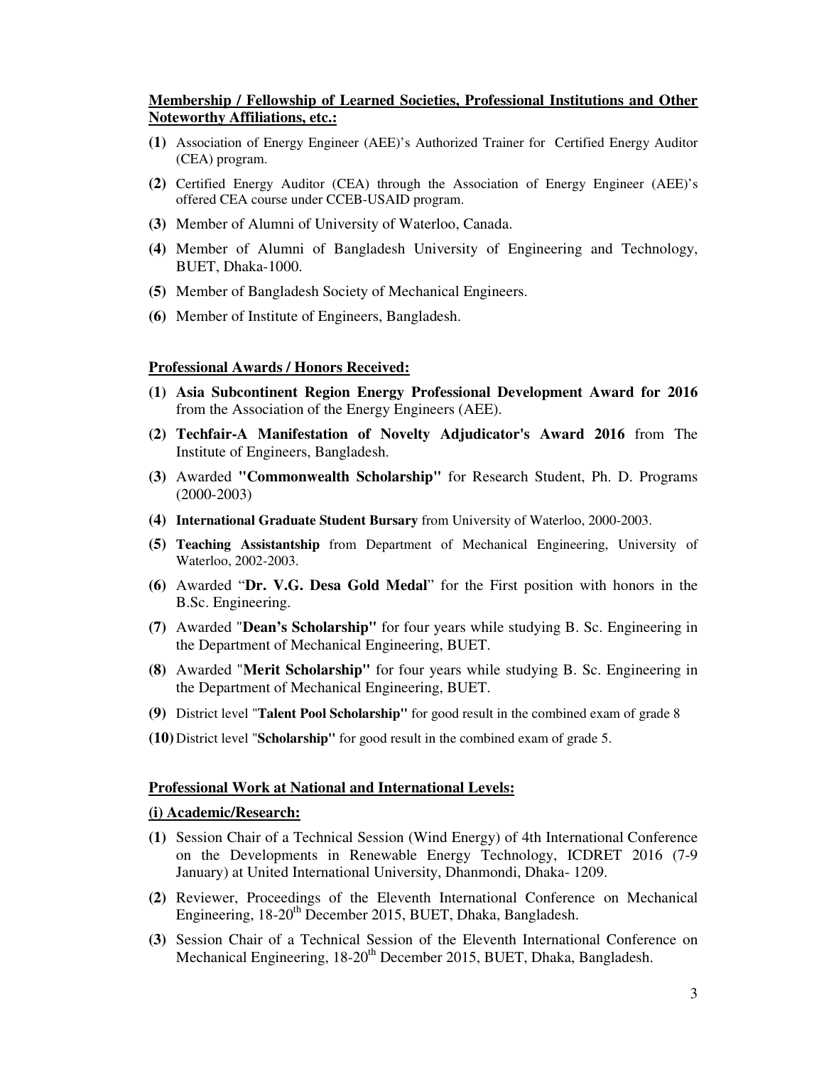**Membership / Fellowship of Learned Societies, Professional Institutions and Other Noteworthy Affiliations, etc.:**

**(1)** Association of Energy Engineer (AEE)'s Authorized Trainer for Certified Energy Auditor (CEA) program.

**(2)** Certified Energy Auditor (CEA) through the Association of Energy Engineer (AEE)'s offered CEA course under CCEB-USAID program.

**(3)** Member of Alumni of University of Waterloo, Canada.

**(4)** Member of Alumni of Bangladesh University of Engineering and Technology, BUET, Dhaka-1000.

**(5)** Member of Bangladesh Society of Mechanical Engineers.

**(6)** Member of Institute of Engineers, Bangladesh.

**Professional Awards / Honors Received:**

**(1)** **Asia Subcontinent Region Energy Professional Development Award for 2016** from the Association of the Energy Engineers (AEE).

**(2)** **Techfair-A Manifestation of Novelty Adjudicator's Award 2016** from The Institute of Engineers, Bangladesh.

**(3)** Awarded **"Commonwealth Scholarship"** for Research Student, Ph. D. Programs (2000-2003)

**(4)** **International Graduate Student Bursary** from University of Waterloo, 2000-2003.

**(5)** **Teaching Assistantship** from Department of Mechanical Engineering, University of Waterloo, 2002-2003.

**(6)** Awarded "**Dr. V.G. Desa Gold Medal**" for the First position with honors in the B.Sc. Engineering.

**(7)** Awarded "**Dean's Scholarship"** for four years while studying B. Sc. Engineering in the Department of Mechanical Engineering, BUET.

**(8)** Awarded "**Merit Scholarship"** for four years while studying B. Sc. Engineering in the Department of Mechanical Engineering, BUET.

**(9)** District level "**Talent Pool Scholarship"** for good result in the combined exam of grade 8

**(10)** District level "**Scholarship"** for good result in the combined exam of grade 5.

**Professional Work at National and International Levels:**

**(i) Academic/Research:**

**(1)** Session Chair of a Technical Session (Wind Energy) of 4th International Conference on the Developments in Renewable Energy Technology, ICDRET 2016 (7-9 January) at United International University, Dhanmondi, Dhaka- 1209.

**(2)** Reviewer, Proceedings of the Eleventh International Conference on Mechanical Engineering, 18-20th December 2015, BUET, Dhaka, Bangladesh.

**(3)** Session Chair of a Technical Session of the Eleventh International Conference on Mechanical Engineering, 18-20th December 2015, BUET, Dhaka, Bangladesh.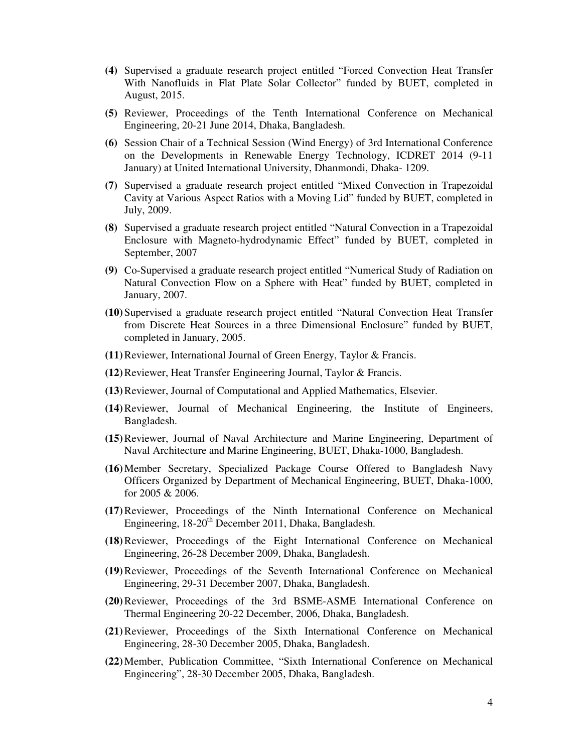**(4)** Supervised a graduate research project entitled "Forced Convection Heat Transfer With Nanofluids in Flat Plate Solar Collector" funded by BUET, completed in August, 2015.

**(5)** Reviewer, Proceedings of the Tenth International Conference on Mechanical Engineering, 20-21 June 2014, Dhaka, Bangladesh.

**(6)** Session Chair of a Technical Session (Wind Energy) of 3rd International Conference on the Developments in Renewable Energy Technology, ICDRET 2014 (9-11 January) at United International University, Dhanmondi, Dhaka- 1209.

**(7)** Supervised a graduate research project entitled "Mixed Convection in Trapezoidal Cavity at Various Aspect Ratios with a Moving Lid" funded by BUET, completed in July, 2009.

**(8)** Supervised a graduate research project entitled "Natural Convection in a Trapezoidal Enclosure with Magneto-hydrodynamic Effect" funded by BUET, completed in September, 2007

**(9)** Co-Supervised a graduate research project entitled "Numerical Study of Radiation on Natural Convection Flow on a Sphere with Heat" funded by BUET, completed in January, 2007.

**(10)** Supervised a graduate research project entitled "Natural Convection Heat Transfer from Discrete Heat Sources in a three Dimensional Enclosure" funded by BUET, completed in January, 2005.

**(11)** Reviewer, International Journal of Green Energy, Taylor & Francis.

**(12)** Reviewer, Heat Transfer Engineering Journal, Taylor & Francis.

**(13)** Reviewer, Journal of Computational and Applied Mathematics, Elsevier.

**(14)** Reviewer, Journal of Mechanical Engineering, the Institute of Engineers, Bangladesh.

**(15)** Reviewer, Journal of Naval Architecture and Marine Engineering, Department of Naval Architecture and Marine Engineering, BUET, Dhaka-1000, Bangladesh.

**(16)** Member Secretary, Specialized Package Course Offered to Bangladesh Navy Officers Organized by Department of Mechanical Engineering, BUET, Dhaka-1000, for 2005 & 2006.

**(17)** Reviewer, Proceedings of the Ninth International Conference on Mechanical Engineering, 18-20th December 2011, Dhaka, Bangladesh.

**(18)** Reviewer, Proceedings of the Eight International Conference on Mechanical Engineering, 26-28 December 2009, Dhaka, Bangladesh.

**(19)** Reviewer, Proceedings of the Seventh International Conference on Mechanical Engineering, 29-31 December 2007, Dhaka, Bangladesh.

**(20)** Reviewer, Proceedings of the 3rd BSME-ASME International Conference on Thermal Engineering 20-22 December, 2006, Dhaka, Bangladesh.

**(21)** Reviewer, Proceedings of the Sixth International Conference on Mechanical Engineering, 28-30 December 2005, Dhaka, Bangladesh.

**(22)** Member, Publication Committee, "Sixth International Conference on Mechanical Engineering", 28-30 December 2005, Dhaka, Bangladesh.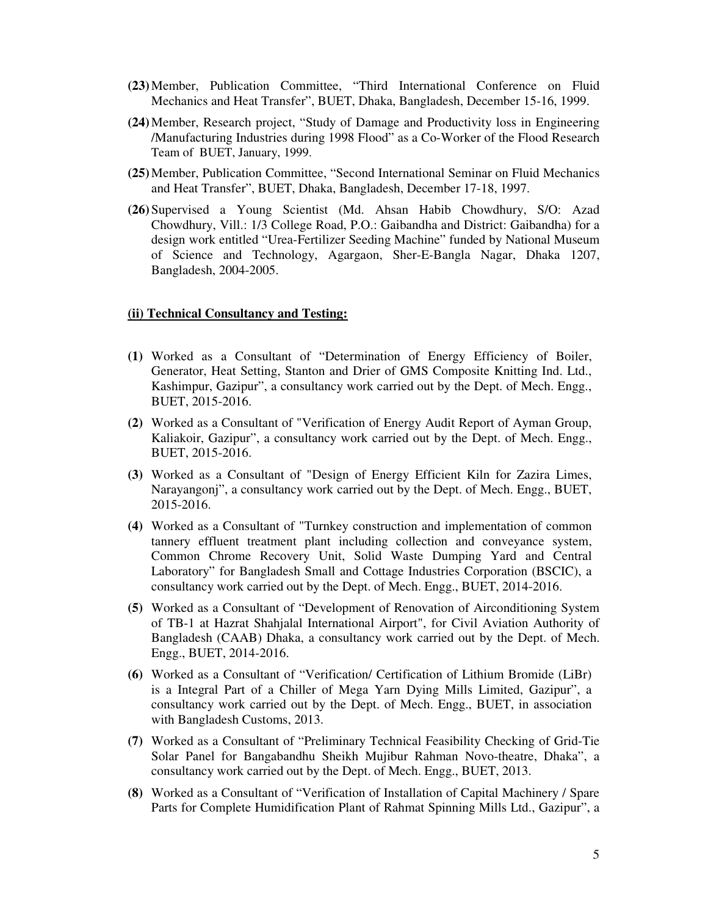**(23)** Member, Publication Committee, "Third International Conference on Fluid Mechanics and Heat Transfer", BUET, Dhaka, Bangladesh, December 15-16, 1999.

**(24)** Member, Research project, "Study of Damage and Productivity loss in Engineering /Manufacturing Industries during 1998 Flood" as a Co-Worker of the Flood Research Team of BUET, January, 1999.

**(25)** Member, Publication Committee, "Second International Seminar on Fluid Mechanics and Heat Transfer", BUET, Dhaka, Bangladesh, December 17-18, 1997.

**(26)** Supervised a Young Scientist (Md. Ahsan Habib Chowdhury, S/O: Azad Chowdhury, Vill.: 1/3 College Road, P.O.: Gaibandha and District: Gaibandha) for a design work entitled "Urea-Fertilizer Seeding Machine" funded by National Museum of Science and Technology, Agargaon, Sher-E-Bangla Nagar, Dhaka 1207, Bangladesh, 2004-2005.

## (ii) Technical Consultancy and Testing:

**(1)** Worked as a Consultant of "Determination of Energy Efficiency of Boiler, Generator, Heat Setting, Stanton and Drier of GMS Composite Knitting Ind. Ltd., Kashimpur, Gazipur", a consultancy work carried out by the Dept. of Mech. Engg., BUET, 2015-2016.

**(2)** Worked as a Consultant of "Verification of Energy Audit Report of Ayman Group, Kaliakoir, Gazipur", a consultancy work carried out by the Dept. of Mech. Engg., BUET, 2015-2016.

**(3)** Worked as a Consultant of "Design of Energy Efficient Kiln for Zazira Limes, Narayangonj", a consultancy work carried out by the Dept. of Mech. Engg., BUET, 2015-2016.

**(4)** Worked as a Consultant of "Turnkey construction and implementation of common tannery effluent treatment plant including collection and conveyance system, Common Chrome Recovery Unit, Solid Waste Dumping Yard and Central Laboratory" for Bangladesh Small and Cottage Industries Corporation (BSCIC), a consultancy work carried out by the Dept. of Mech. Engg., BUET, 2014-2016.

**(5)** Worked as a Consultant of "Development of Renovation of Airconditioning System of TB-1 at Hazrat Shahjalal International Airport", for Civil Aviation Authority of Bangladesh (CAAB) Dhaka, a consultancy work carried out by the Dept. of Mech. Engg., BUET, 2014-2016.

**(6)** Worked as a Consultant of "Verification/ Certification of Lithium Bromide (LiBr) is a Integral Part of a Chiller of Mega Yarn Dying Mills Limited, Gazipur", a consultancy work carried out by the Dept. of Mech. Engg., BUET, in association with Bangladesh Customs, 2013.

**(7)** Worked as a Consultant of "Preliminary Technical Feasibility Checking of Grid-Tie Solar Panel for Bangabandhu Sheikh Mujibur Rahman Novo-theatre, Dhaka", a consultancy work carried out by the Dept. of Mech. Engg., BUET, 2013.

**(8)** Worked as a Consultant of "Verification of Installation of Capital Machinery / Spare Parts for Complete Humidification Plant of Rahmat Spinning Mills Ltd., Gazipur", a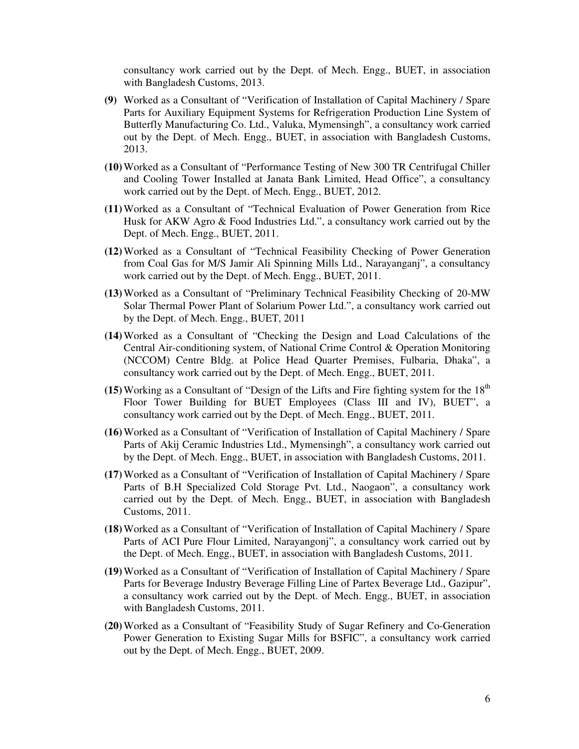consultancy work carried out by the Dept. of Mech. Engg., BUET, in association with Bangladesh Customs, 2013.

**(9)** Worked as a Consultant of "Verification of Installation of Capital Machinery / Spare Parts for Auxiliary Equipment Systems for Refrigeration Production Line System of Butterfly Manufacturing Co. Ltd., Valuka, Mymensingh", a consultancy work carried out by the Dept. of Mech. Engg., BUET, in association with Bangladesh Customs, 2013.

**(10)** Worked as a Consultant of "Performance Testing of New 300 TR Centrifugal Chiller and Cooling Tower Installed at Janata Bank Limited, Head Office", a consultancy work carried out by the Dept. of Mech. Engg., BUET, 2012.

**(11)** Worked as a Consultant of "Technical Evaluation of Power Generation from Rice Husk for AKW Agro & Food Industries Ltd.", a consultancy work carried out by the Dept. of Mech. Engg., BUET, 2011.

**(12)** Worked as a Consultant of "Technical Feasibility Checking of Power Generation from Coal Gas for M/S Jamir Ali Spinning Mills Ltd., Narayanganj", a consultancy work carried out by the Dept. of Mech. Engg., BUET, 2011.

**(13)** Worked as a Consultant of "Preliminary Technical Feasibility Checking of 20-MW Solar Thermal Power Plant of Solarium Power Ltd.", a consultancy work carried out by the Dept. of Mech. Engg., BUET, 2011

**(14)** Worked as a Consultant of "Checking the Design and Load Calculations of the Central Air-conditioning system, of National Crime Control & Operation Monitoring (NCCOM) Centre Bldg. at Police Head Quarter Premises, Fulbaria, Dhaka", a consultancy work carried out by the Dept. of Mech. Engg., BUET, 2011.

**(15)** Working as a Consultant of "Design of the Lifts and Fire fighting system for the 18th Floor Tower Building for BUET Employees (Class III and IV), BUET", a consultancy work carried out by the Dept. of Mech. Engg., BUET, 2011.

**(16)** Worked as a Consultant of "Verification of Installation of Capital Machinery / Spare Parts of Akij Ceramic Industries Ltd., Mymensingh", a consultancy work carried out by the Dept. of Mech. Engg., BUET, in association with Bangladesh Customs, 2011.

**(17)** Worked as a Consultant of "Verification of Installation of Capital Machinery / Spare Parts of B.H Specialized Cold Storage Pvt. Ltd., Naogaon", a consultancy work carried out by the Dept. of Mech. Engg., BUET, in association with Bangladesh Customs, 2011.

**(18)** Worked as a Consultant of "Verification of Installation of Capital Machinery / Spare Parts of ACI Pure Flour Limited, Narayangonj", a consultancy work carried out by the Dept. of Mech. Engg., BUET, in association with Bangladesh Customs, 2011.

**(19)** Worked as a Consultant of "Verification of Installation of Capital Machinery / Spare Parts for Beverage Industry Beverage Filling Line of Partex Beverage Ltd., Gazipur", a consultancy work carried out by the Dept. of Mech. Engg., BUET, in association with Bangladesh Customs, 2011.

**(20)** Worked as a Consultant of "Feasibility Study of Sugar Refinery and Co-Generation Power Generation to Existing Sugar Mills for BSFIC", a consultancy work carried out by the Dept. of Mech. Engg., BUET, 2009.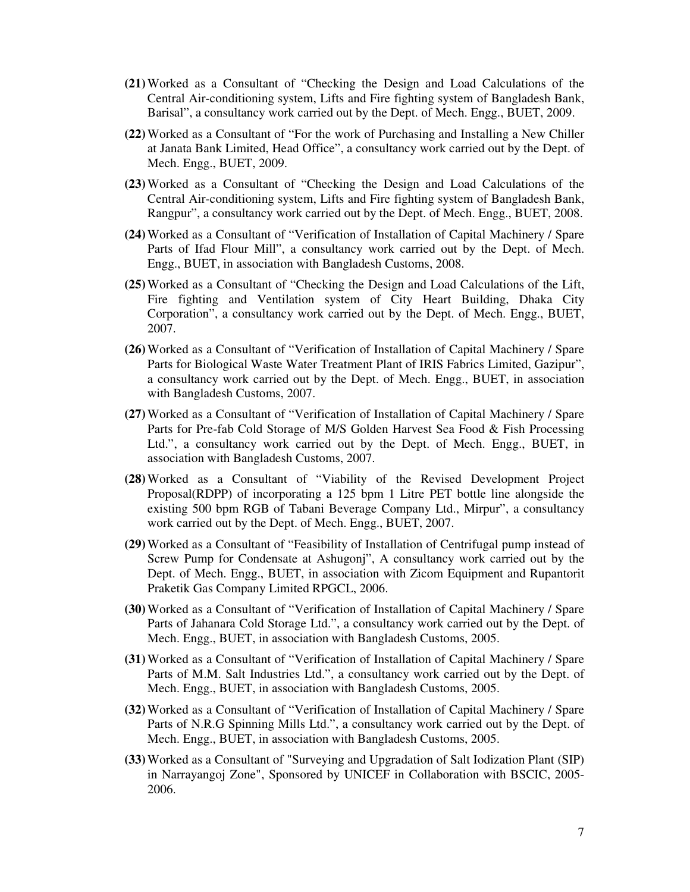**(21)** Worked as a Consultant of "Checking the Design and Load Calculations of the Central Air-conditioning system, Lifts and Fire fighting system of Bangladesh Bank, Barisal", a consultancy work carried out by the Dept. of Mech. Engg., BUET, 2009.

**(22)** Worked as a Consultant of "For the work of Purchasing and Installing a New Chiller at Janata Bank Limited, Head Office", a consultancy work carried out by the Dept. of Mech. Engg., BUET, 2009.

**(23)** Worked as a Consultant of "Checking the Design and Load Calculations of the Central Air-conditioning system, Lifts and Fire fighting system of Bangladesh Bank, Rangpur", a consultancy work carried out by the Dept. of Mech. Engg., BUET, 2008.

**(24)** Worked as a Consultant of "Verification of Installation of Capital Machinery / Spare Parts of Ifad Flour Mill", a consultancy work carried out by the Dept. of Mech. Engg., BUET, in association with Bangladesh Customs, 2008.

**(25)** Worked as a Consultant of "Checking the Design and Load Calculations of the Lift, Fire fighting and Ventilation system of City Heart Building, Dhaka City Corporation", a consultancy work carried out by the Dept. of Mech. Engg., BUET, 2007.

**(26)** Worked as a Consultant of "Verification of Installation of Capital Machinery / Spare Parts for Biological Waste Water Treatment Plant of IRIS Fabrics Limited, Gazipur", a consultancy work carried out by the Dept. of Mech. Engg., BUET, in association with Bangladesh Customs, 2007.

**(27)** Worked as a Consultant of "Verification of Installation of Capital Machinery / Spare Parts for Pre-fab Cold Storage of M/S Golden Harvest Sea Food & Fish Processing Ltd.", a consultancy work carried out by the Dept. of Mech. Engg., BUET, in association with Bangladesh Customs, 2007.

**(28)** Worked as a Consultant of "Viability of the Revised Development Project Proposal(RDPP) of incorporating a 125 bpm 1 Litre PET bottle line alongside the existing 500 bpm RGB of Tabani Beverage Company Ltd., Mirpur", a consultancy work carried out by the Dept. of Mech. Engg., BUET, 2007.

**(29)** Worked as a Consultant of "Feasibility of Installation of Centrifugal pump instead of Screw Pump for Condensate at Ashugonj", A consultancy work carried out by the Dept. of Mech. Engg., BUET, in association with Zicom Equipment and Rupantorit Praketik Gas Company Limited RPGCL, 2006.

**(30)** Worked as a Consultant of "Verification of Installation of Capital Machinery / Spare Parts of Jahanara Cold Storage Ltd.", a consultancy work carried out by the Dept. of Mech. Engg., BUET, in association with Bangladesh Customs, 2005.

**(31)** Worked as a Consultant of "Verification of Installation of Capital Machinery / Spare Parts of M.M. Salt Industries Ltd.", a consultancy work carried out by the Dept. of Mech. Engg., BUET, in association with Bangladesh Customs, 2005.

**(32)** Worked as a Consultant of "Verification of Installation of Capital Machinery / Spare Parts of N.R.G Spinning Mills Ltd.", a consultancy work carried out by the Dept. of Mech. Engg., BUET, in association with Bangladesh Customs, 2005.

**(33)** Worked as a Consultant of "Surveying and Upgradation of Salt Iodization Plant (SIP) in Narrayangoj Zone", Sponsored by UNICEF in Collaboration with BSCIC, 2005-2006.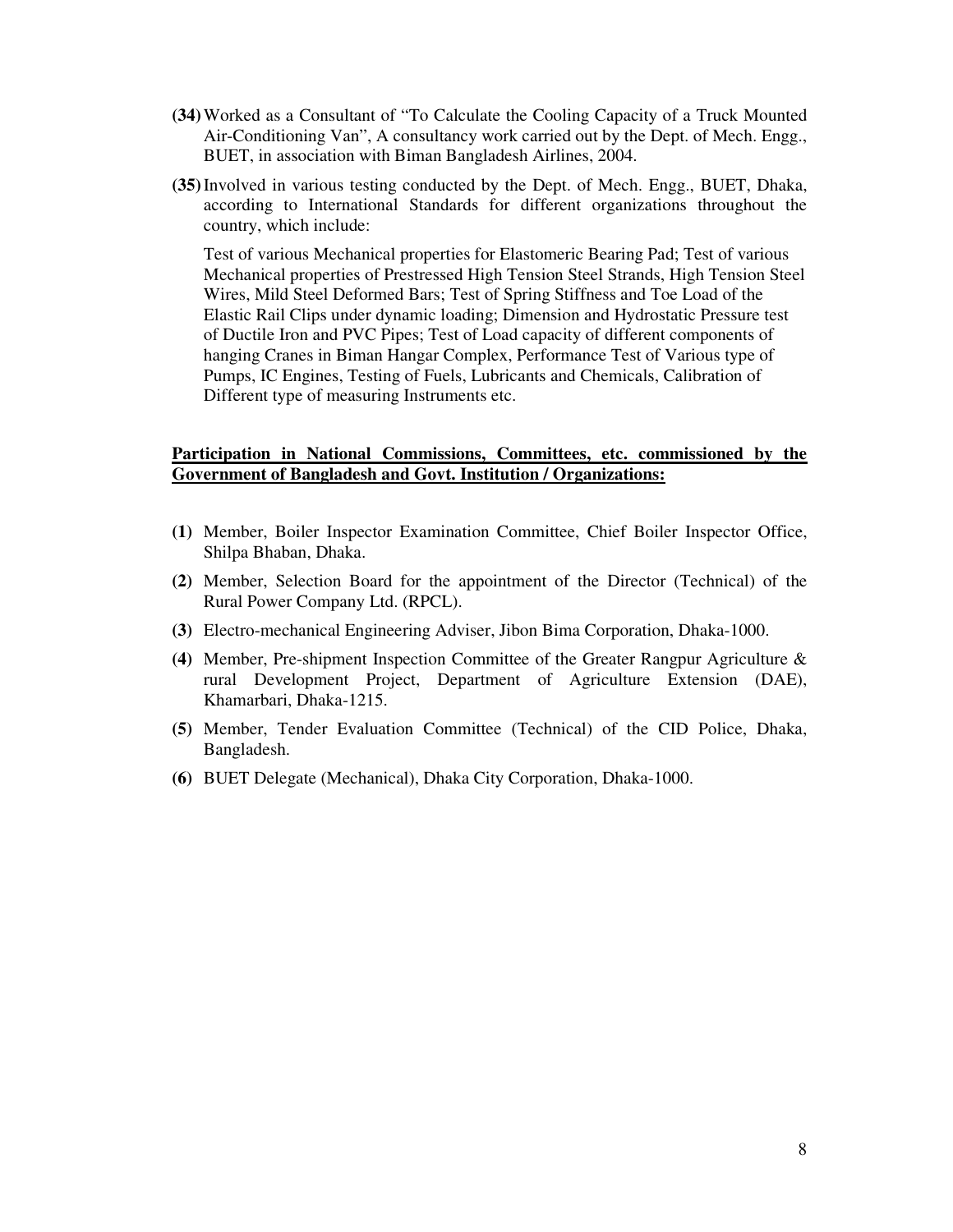**(34)** Worked as a Consultant of "To Calculate the Cooling Capacity of a Truck Mounted Air-Conditioning Van", A consultancy work carried out by the Dept. of Mech. Engg., BUET, in association with Biman Bangladesh Airlines, 2004.

**(35)** Involved in various testing conducted by the Dept. of Mech. Engg., BUET, Dhaka, according to International Standards for different organizations throughout the country, which include:

Test of various Mechanical properties for Elastomeric Bearing Pad; Test of various Mechanical properties of Prestressed High Tension Steel Strands, High Tension Steel Wires, Mild Steel Deformed Bars; Test of Spring Stiffness and Toe Load of the Elastic Rail Clips under dynamic loading; Dimension and Hydrostatic Pressure test of Ductile Iron and PVC Pipes; Test of Load capacity of different components of hanging Cranes in Biman Hangar Complex, Performance Test of Various type of Pumps, IC Engines, Testing of Fuels, Lubricants and Chemicals, Calibration of Different type of measuring Instruments etc.

**<u>Participation in National Commissions, Committees, etc. commissioned by the Government of Bangladesh and Govt. Institution / Organizations:</u>**

**(1)** Member, Boiler Inspector Examination Committee, Chief Boiler Inspector Office, Shilpa Bhaban, Dhaka.

**(2)** Member, Selection Board for the appointment of the Director (Technical) of the Rural Power Company Ltd. (RPCL).

**(3)** Electro-mechanical Engineering Adviser, Jibon Bima Corporation, Dhaka-1000.

**(4)** Member, Pre-shipment Inspection Committee of the Greater Rangpur Agriculture & rural Development Project, Department of Agriculture Extension (DAE), Khamarbari, Dhaka-1215.

**(5)** Member, Tender Evaluation Committee (Technical) of the CID Police, Dhaka, Bangladesh.

**(6)** BUET Delegate (Mechanical), Dhaka City Corporation, Dhaka-1000.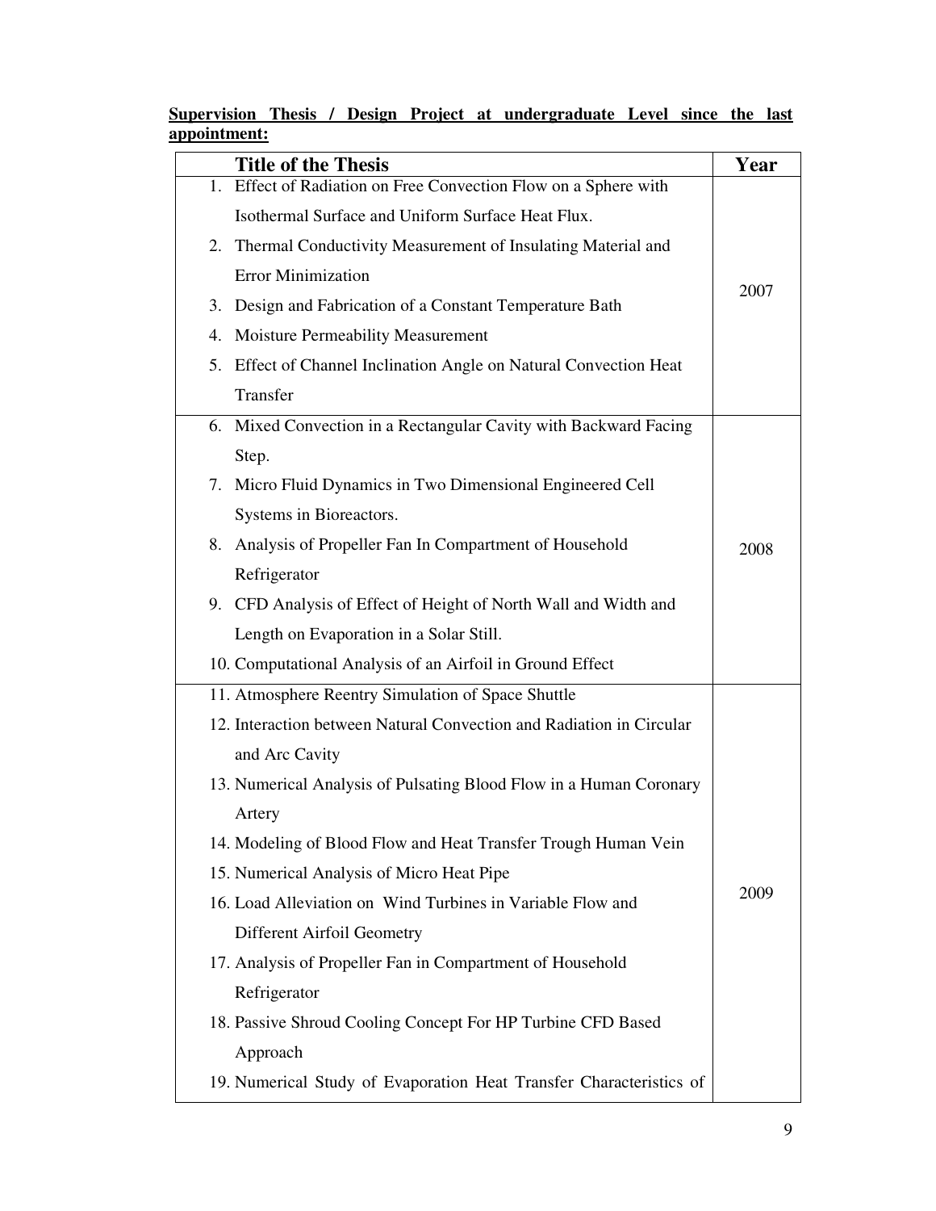**Supervision Thesis / Design Project at undergraduate Level since the last appointment:**

| Title of the Thesis | Year |
|---|---|
| 1. Effect of Radiation on Free Convection Flow on a Sphere with Isothermal Surface and Uniform Surface Heat Flux.<br>2. Thermal Conductivity Measurement of Insulating Material and Error Minimization<br>3. Design and Fabrication of a Constant Temperature Bath<br>4. Moisture Permeability Measurement<br>5. Effect of Channel Inclination Angle on Natural Convection Heat Transfer | 2007 |
| 6. Mixed Convection in a Rectangular Cavity with Backward Facing Step.<br>7. Micro Fluid Dynamics in Two Dimensional Engineered Cell Systems in Bioreactors.<br>8. Analysis of Propeller Fan In Compartment of Household Refrigerator<br>9. CFD Analysis of Effect of Height of North Wall and Width and Length on Evaporation in a Solar Still.<br>10. Computational Analysis of an Airfoil in Ground Effect | 2008 |
| 11. Atmosphere Reentry Simulation of Space Shuttle<br>12. Interaction between Natural Convection and Radiation in Circular and Arc Cavity<br>13. Numerical Analysis of Pulsating Blood Flow in a Human Coronary Artery<br>14. Modeling of Blood Flow and Heat Transfer Trough Human Vein<br>15. Numerical Analysis of Micro Heat Pipe<br>16. Load Alleviation on Wind Turbines in Variable Flow and Different Airfoil Geometry<br>17. Analysis of Propeller Fan in Compartment of Household Refrigerator<br>18. Passive Shroud Cooling Concept For HP Turbine CFD Based Approach<br>19. Numerical Study of Evaporation Heat Transfer Characteristics of | 2009 |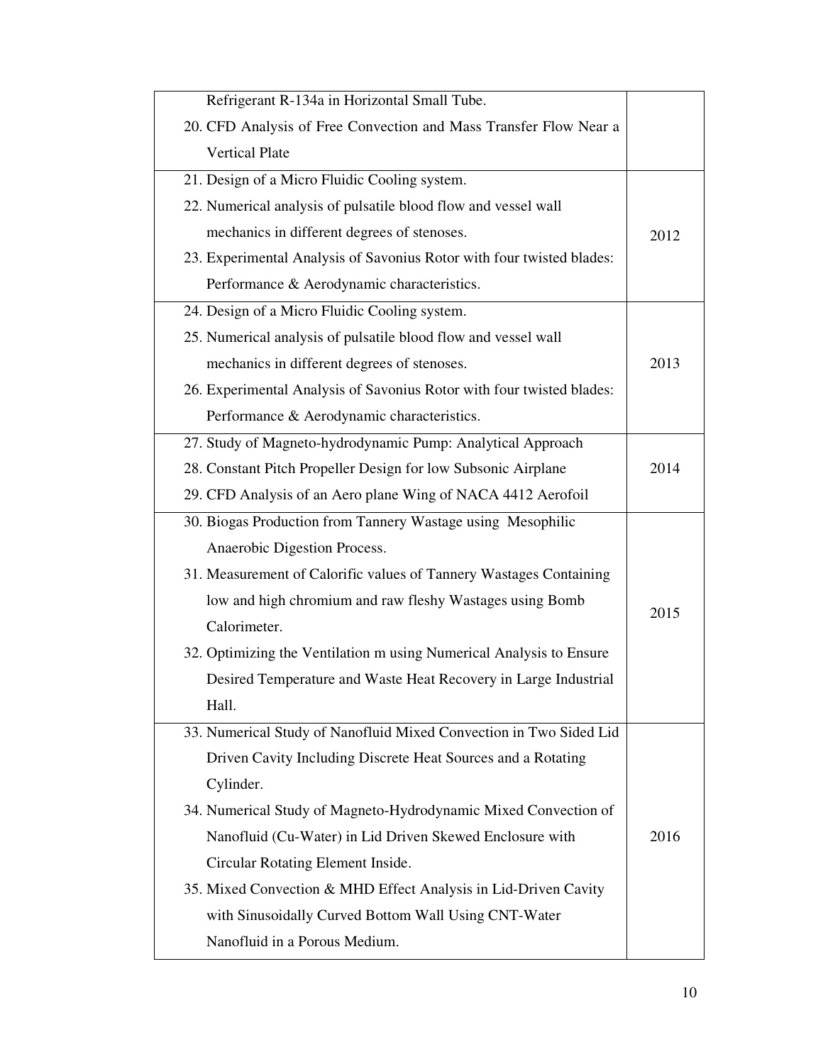| | |
|---|---|
| Refrigerant R-134a in Horizontal Small Tube.<br>20. CFD Analysis of Free Convection and Mass Transfer Flow Near a Vertical Plate | |
| 21. Design of a Micro Fluidic Cooling system.<br>22. Numerical analysis of pulsatile blood flow and vessel wall mechanics in different degrees of stenoses.<br>23. Experimental Analysis of Savonius Rotor with four twisted blades: Performance & Aerodynamic characteristics. | 2012 |
| 24. Design of a Micro Fluidic Cooling system.<br>25. Numerical analysis of pulsatile blood flow and vessel wall mechanics in different degrees of stenoses.<br>26. Experimental Analysis of Savonius Rotor with four twisted blades: Performance & Aerodynamic characteristics. | 2013 |
| 27. Study of Magneto-hydrodynamic Pump: Analytical Approach<br>28. Constant Pitch Propeller Design for low Subsonic Airplane<br>29. CFD Analysis of an Aero plane Wing of NACA 4412 Aerofoil | 2014 |
| 30. Biogas Production from Tannery Wastage using Mesophilic Anaerobic Digestion Process.<br>31. Measurement of Calorific values of Tannery Wastages Containing low and high chromium and raw fleshy Wastages using Bomb Calorimeter.<br>32. Optimizing the Ventilation m using Numerical Analysis to Ensure Desired Temperature and Waste Heat Recovery in Large Industrial Hall. | 2015 |
| 33. Numerical Study of Nanofluid Mixed Convection in Two Sided Lid Driven Cavity Including Discrete Heat Sources and a Rotating Cylinder.<br>34. Numerical Study of Magneto-Hydrodynamic Mixed Convection of Nanofluid (Cu-Water) in Lid Driven Skewed Enclosure with Circular Rotating Element Inside.<br>35. Mixed Convection & MHD Effect Analysis in Lid-Driven Cavity with Sinusoidally Curved Bottom Wall Using CNT-Water Nanofluid in a Porous Medium. | 2016 |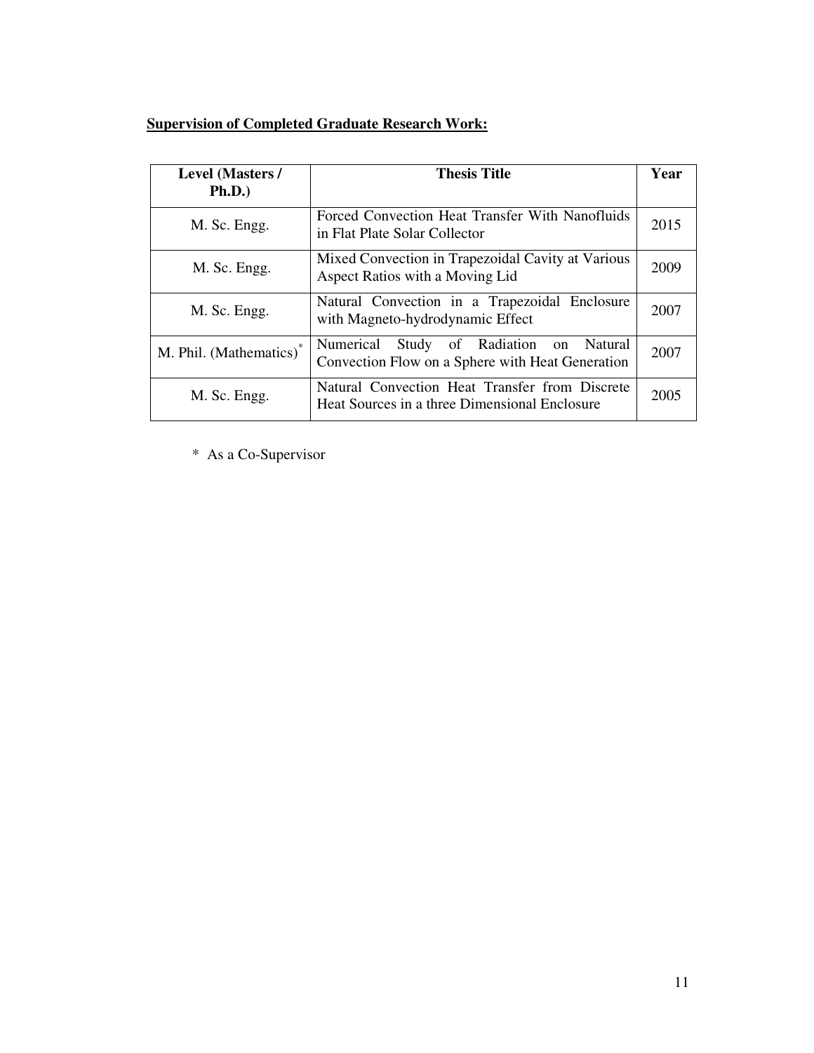**Supervision of Completed Graduate Research Work:**

| Level (Masters / Ph.D.) | Thesis Title | Year |
| --- | --- | --- |
| M. Sc. Engg. | Forced Convection Heat Transfer With Nanofluids in Flat Plate Solar Collector | 2015 |
| M. Sc. Engg. | Mixed Convection in Trapezoidal Cavity at Various Aspect Ratios with a Moving Lid | 2009 |
| M. Sc. Engg. | Natural Convection in a Trapezoidal Enclosure with Magneto-hydrodynamic Effect | 2007 |
| M. Phil. (Mathematics)* | Numerical Study of Radiation on Natural Convection Flow on a Sphere with Heat Generation | 2007 |
| M. Sc. Engg. | Natural Convection Heat Transfer from Discrete Heat Sources in a three Dimensional Enclosure | 2005 |

\* As a Co-Supervisor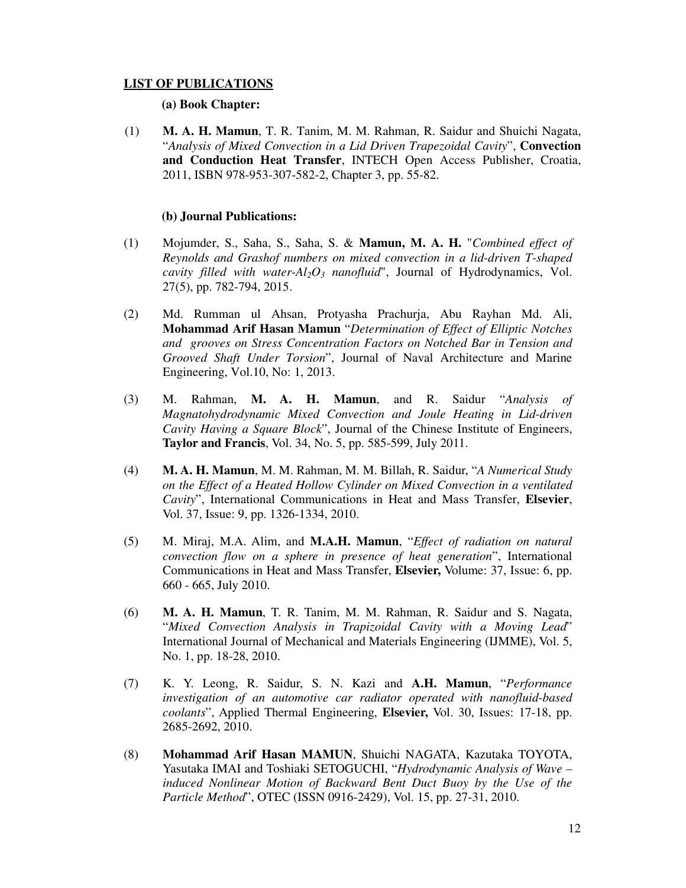**LIST OF PUBLICATIONS**

**(a) Book Chapter:**

(1) **M. A. H. Mamun**, T. R. Tanim, M. M. Rahman, R. Saidur and Shuichi Nagata, "*Analysis of Mixed Convection in a Lid Driven Trapezoidal Cavity*", **Convection and Conduction Heat Transfer**, INTECH Open Access Publisher, Croatia, 2011, ISBN 978-953-307-582-2, Chapter 3, pp. 55-82.

**(b) Journal Publications:**

(1) Mojumder, S., Saha, S., Saha, S. & **Mamun, M. A. H.** "*Combined effect of Reynolds and Grashof numbers on mixed convection in a lid-driven T-shaped cavity filled with water-$Al_2O_3$ nanofluid*", Journal of Hydrodynamics, Vol. 27(5), pp. 782-794, 2015.

(2) Md. Rumman ul Ahsan, Protyasha Prachurja, Abu Rayhan Md. Ali, **Mohammad Arif Hasan Mamun** "*Determination of Effect of Elliptic Notches and grooves on Stress Concentration Factors on Notched Bar in Tension and Grooved Shaft Under Torsion*", Journal of Naval Architecture and Marine Engineering, Vol.10, No: 1, 2013.

(3) M. Rahman, **M. A. H. Mamun**, and R. Saidur "*Analysis of Magnatohydrodynamic Mixed Convection and Joule Heating in Lid-driven Cavity Having a Square Block*", Journal of the Chinese Institute of Engineers, **Taylor and Francis**, Vol. 34, No. 5, pp. 585-599, July 2011.

(4) **M. A. H. Mamun**, M. M. Rahman, M. M. Billah, R. Saidur, "*A Numerical Study on the Effect of a Heated Hollow Cylinder on Mixed Convection in a ventilated Cavity*", International Communications in Heat and Mass Transfer, **Elsevier**, Vol. 37, Issue: 9, pp. 1326-1334, 2010.

(5) M. Miraj, M.A. Alim, and **M.A.H. Mamun**, "*Effect of radiation on natural convection flow on a sphere in presence of heat generation*", International Communications in Heat and Mass Transfer, **Elsevier,** Volume: 37, Issue: 6, pp. 660 - 665, July 2010.

(6) **M. A. H. Mamun**, T. R. Tanim, M. M. Rahman, R. Saidur and S. Nagata, "*Mixed Convection Analysis in Trapizoidal Cavity with a Moving Lead*" International Journal of Mechanical and Materials Engineering (IJMME), Vol. 5, No. 1, pp. 18-28, 2010.

(7) K. Y. Leong, R. Saidur, S. N. Kazi and **A.H. Mamun**, "*Performance investigation of an automotive car radiator operated with nanofluid-based coolants*", Applied Thermal Engineering, **Elsevier,** Vol. 30, Issues: 17-18, pp. 2685-2692, 2010.

(8) **Mohammad Arif Hasan MAMUN**, Shuichi NAGATA, Kazutaka TOYOTA, Yasutaka IMAI and Toshiaki SETOGUCHI, "*Hydrodynamic Analysis of Wave – induced Nonlinear Motion of Backward Bent Duct Buoy by the Use of the Particle Method*", OTEC (ISSN 0916-2429), Vol. 15, pp. 27-31, 2010.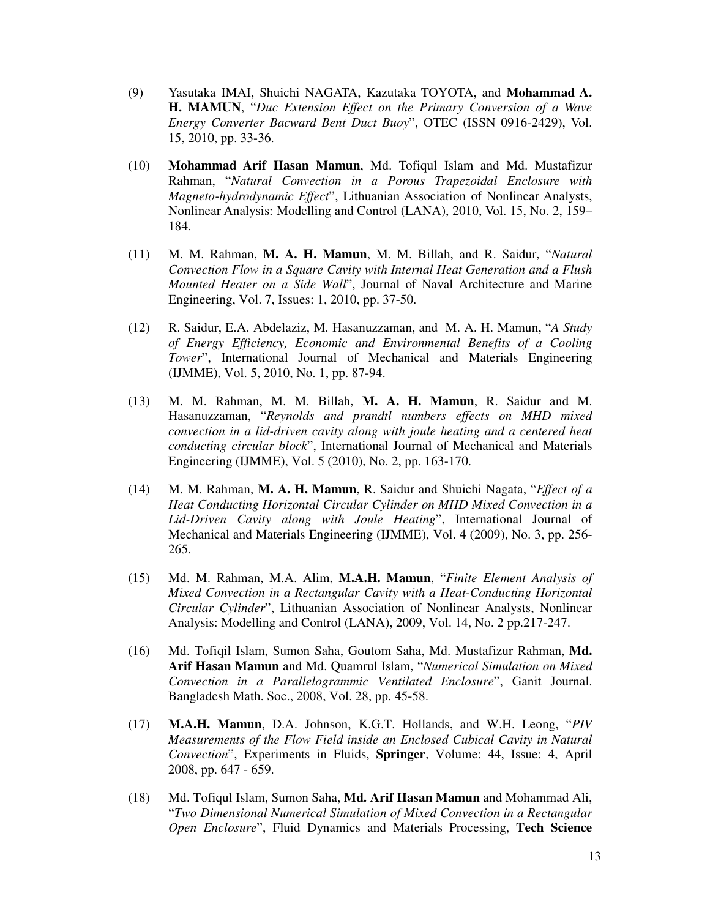(9) Yasutaka IMAI, Shuichi NAGATA, Kazutaka TOYOTA, and **Mohammad A. H. MAMUN**, "*Duc Extension Effect on the Primary Conversion of a Wave Energy Converter Bacward Bent Duct Buoy*", OTEC (ISSN 0916-2429), Vol. 15, 2010, pp. 33-36.

(10) **Mohammad Arif Hasan Mamun**, Md. Tofiqul Islam and Md. Mustafizur Rahman, "*Natural Convection in a Porous Trapezoidal Enclosure with Magneto-hydrodynamic Effect*", Lithuanian Association of Nonlinear Analysts, Nonlinear Analysis: Modelling and Control (LANA), 2010, Vol. 15, No. 2, 159–184.

(11) M. M. Rahman, **M. A. H. Mamun**, M. M. Billah, and R. Saidur, "*Natural Convection Flow in a Square Cavity with Internal Heat Generation and a Flush Mounted Heater on a Side Wall*", Journal of Naval Architecture and Marine Engineering, Vol. 7, Issues: 1, 2010, pp. 37-50.

(12) R. Saidur, E.A. Abdelaziz, M. Hasanuzzaman, and M. A. H. Mamun, "*A Study of Energy Efficiency, Economic and Environmental Benefits of a Cooling Tower*", International Journal of Mechanical and Materials Engineering (IJMME), Vol. 5, 2010, No. 1, pp. 87-94.

(13) M. M. Rahman, M. M. Billah, **M. A. H. Mamun**, R. Saidur and M. Hasanuzzaman, "*Reynolds and prandtl numbers effects on MHD mixed convection in a lid-driven cavity along with joule heating and a centered heat conducting circular block*", International Journal of Mechanical and Materials Engineering (IJMME), Vol. 5 (2010), No. 2, pp. 163-170.

(14) M. M. Rahman, **M. A. H. Mamun**, R. Saidur and Shuichi Nagata, "*Effect of a Heat Conducting Horizontal Circular Cylinder on MHD Mixed Convection in a Lid-Driven Cavity along with Joule Heating*", International Journal of Mechanical and Materials Engineering (IJMME), Vol. 4 (2009), No. 3, pp. 256-265.

(15) Md. M. Rahman, M.A. Alim, **M.A.H. Mamun**, "*Finite Element Analysis of Mixed Convection in a Rectangular Cavity with a Heat-Conducting Horizontal Circular Cylinder*", Lithuanian Association of Nonlinear Analysts, Nonlinear Analysis: Modelling and Control (LANA), 2009, Vol. 14, No. 2 pp.217-247.

(16) Md. Tofiqil Islam, Sumon Saha, Goutom Saha, Md. Mustafizur Rahman, **Md. Arif Hasan Mamun** and Md. Quamrul Islam, "*Numerical Simulation on Mixed Convection in a Parallelogrammic Ventilated Enclosure*", Ganit Journal. Bangladesh Math. Soc., 2008, Vol. 28, pp. 45-58.

(17) **M.A.H. Mamun**, D.A. Johnson, K.G.T. Hollands, and W.H. Leong, "*PIV Measurements of the Flow Field inside an Enclosed Cubical Cavity in Natural Convection*", Experiments in Fluids, **Springer**, Volume: 44, Issue: 4, April 2008, pp. 647 - 659.

(18) Md. Tofiqul Islam, Sumon Saha, **Md. Arif Hasan Mamun** and Mohammad Ali, "*Two Dimensional Numerical Simulation of Mixed Convection in a Rectangular Open Enclosure*", Fluid Dynamics and Materials Processing, **Tech Science**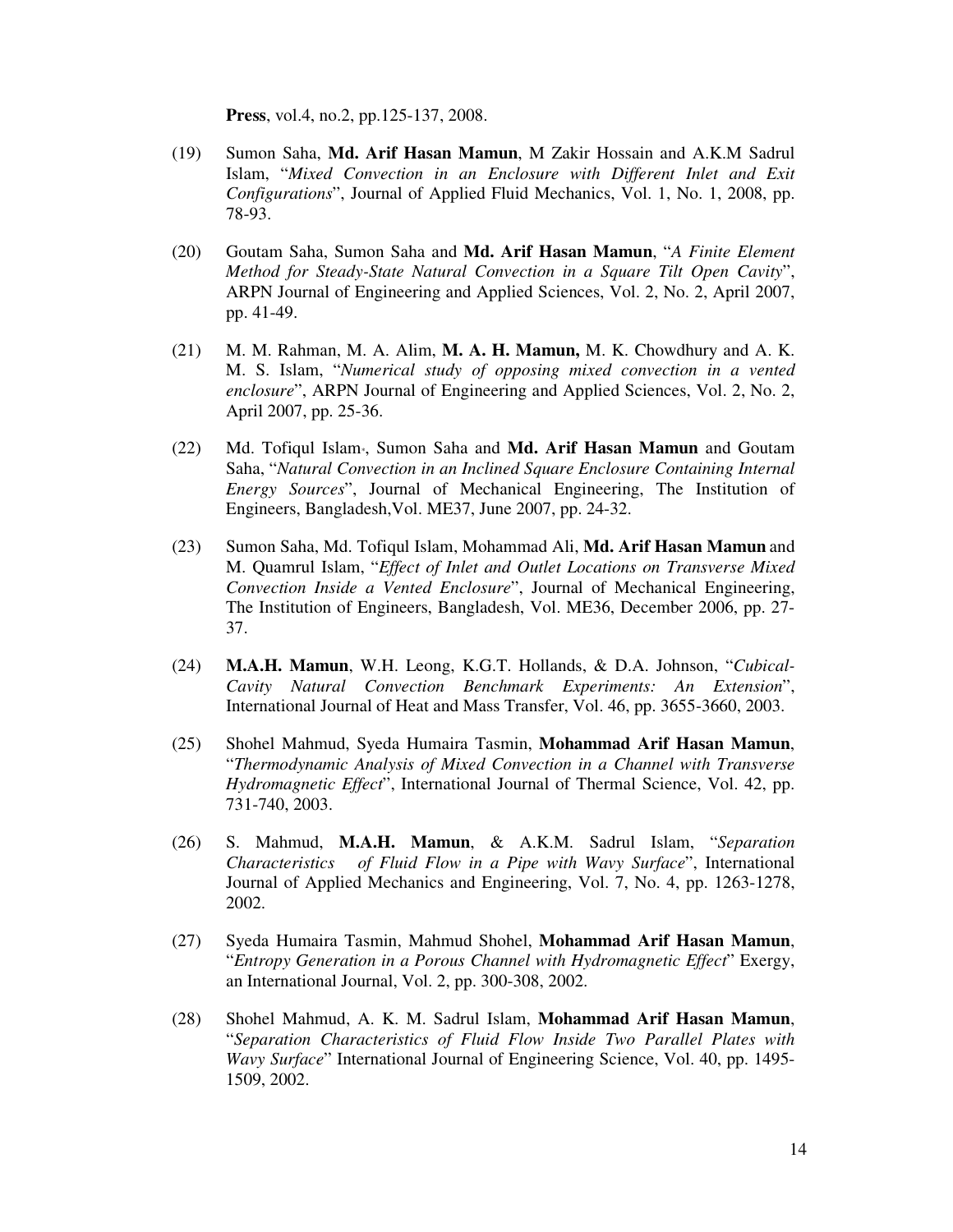**Press**, vol.4, no.2, pp.125-137, 2008.

(19) Sumon Saha, **Md. Arif Hasan Mamun**, M Zakir Hossain and A.K.M Sadrul Islam, "*Mixed Convection in an Enclosure with Different Inlet and Exit Configurations*", Journal of Applied Fluid Mechanics, Vol. 1, No. 1, 2008, pp. 78-93.

(20) Goutam Saha, Sumon Saha and **Md. Arif Hasan Mamun**, "*A Finite Element Method for Steady-State Natural Convection in a Square Tilt Open Cavity*", ARPN Journal of Engineering and Applied Sciences, Vol. 2, No. 2, April 2007, pp. 41-49.

(21) M. M. Rahman, M. A. Alim, **M. A. H. Mamun,** M. K. Chowdhury and A. K. M. S. Islam, "*Numerical study of opposing mixed convection in a vented enclosure*", ARPN Journal of Engineering and Applied Sciences, Vol. 2, No. 2, April 2007, pp. 25-36.

(22) Md. Tofiqul Islam*, Sumon Saha and **Md. Arif Hasan Mamun** and Goutam Saha, "*Natural Convection in an Inclined Square Enclosure Containing Internal Energy Sources*", Journal of Mechanical Engineering, The Institution of Engineers, Bangladesh,Vol. ME37, June 2007, pp. 24-32.

(23) Sumon Saha, Md. Tofiqul Islam, Mohammad Ali, **Md. Arif Hasan Mamun** and M. Quamrul Islam, "*Effect of Inlet and Outlet Locations on Transverse Mixed Convection Inside a Vented Enclosure*", Journal of Mechanical Engineering, The Institution of Engineers, Bangladesh, Vol. ME36, December 2006, pp. 27-37.

(24) **M.A.H. Mamun**, W.H. Leong, K.G.T. Hollands, & D.A. Johnson, "*Cubical-Cavity Natural Convection Benchmark Experiments: An Extension*", International Journal of Heat and Mass Transfer, Vol. 46, pp. 3655-3660, 2003.

(25) Shohel Mahmud, Syeda Humaira Tasmin, **Mohammad Arif Hasan Mamun**, "*Thermodynamic Analysis of Mixed Convection in a Channel with Transverse Hydromagnetic Effect*", International Journal of Thermal Science, Vol. 42, pp. 731-740, 2003.

(26) S. Mahmud, **M.A.H. Mamun**, & A.K.M. Sadrul Islam, "*Separation Characteristics of Fluid Flow in a Pipe with Wavy Surface*", International Journal of Applied Mechanics and Engineering, Vol. 7, No. 4, pp. 1263-1278, 2002.

(27) Syeda Humaira Tasmin, Mahmud Shohel, **Mohammad Arif Hasan Mamun**, "*Entropy Generation in a Porous Channel with Hydromagnetic Effect*" Exergy, an International Journal, Vol. 2, pp. 300-308, 2002.

(28) Shohel Mahmud, A. K. M. Sadrul Islam, **Mohammad Arif Hasan Mamun**, "*Separation Characteristics of Fluid Flow Inside Two Parallel Plates with Wavy Surface*" International Journal of Engineering Science, Vol. 40, pp. 1495-1509, 2002.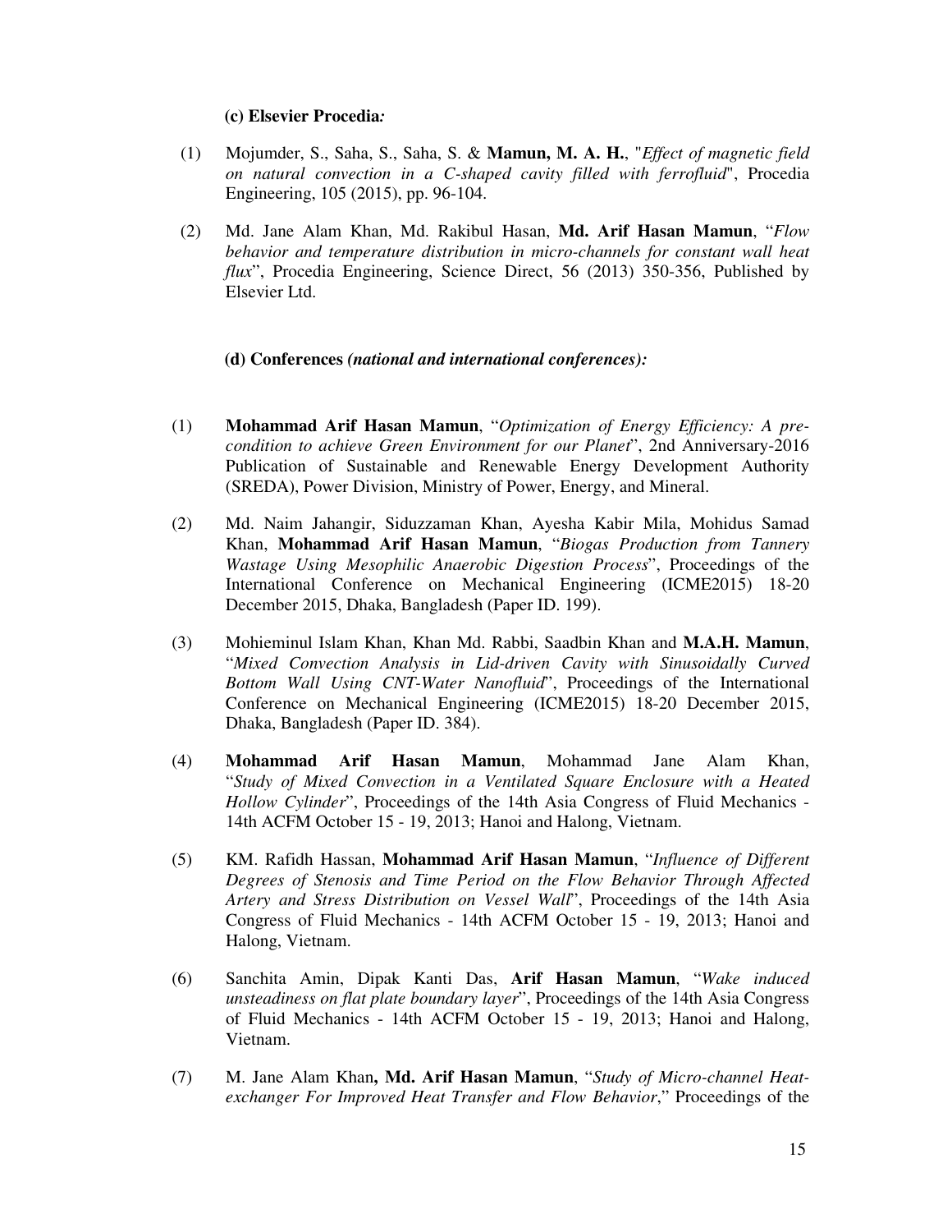**(c) Elsevier Procedia*:***

(1) Mojumder, S., Saha, S., Saha, S. & **Mamun, M. A. H.**, "*Effect of magnetic field on natural convection in a C-shaped cavity filled with ferrofluid*", Procedia Engineering, 105 (2015), pp. 96-104.

(2) Md. Jane Alam Khan, Md. Rakibul Hasan, **Md. Arif Hasan Mamun**, "*Flow behavior and temperature distribution in micro-channels for constant wall heat flux*", Procedia Engineering, Science Direct, 56 (2013) 350-356, Published by Elsevier Ltd.

**(d) Conferences** ***(national and international conferences):***

(1) **Mohammad Arif Hasan Mamun**, "*Optimization of Energy Efficiency: A pre-condition to achieve Green Environment for our Planet*", 2nd Anniversary-2016 Publication of Sustainable and Renewable Energy Development Authority (SREDA), Power Division, Ministry of Power, Energy, and Mineral.

(2) Md. Naim Jahangir, Siduzzaman Khan, Ayesha Kabir Mila, Mohidus Samad Khan, **Mohammad Arif Hasan Mamun**, "*Biogas Production from Tannery Wastage Using Mesophilic Anaerobic Digestion Process*", Proceedings of the International Conference on Mechanical Engineering (ICME2015) 18-20 December 2015, Dhaka, Bangladesh (Paper ID. 199).

(3) Mohieminul Islam Khan, Khan Md. Rabbi, Saadbin Khan and **M.A.H. Mamun**, "*Mixed Convection Analysis in Lid-driven Cavity with Sinusoidally Curved Bottom Wall Using CNT-Water Nanofluid*", Proceedings of the International Conference on Mechanical Engineering (ICME2015) 18-20 December 2015, Dhaka, Bangladesh (Paper ID. 384).

(4) **Mohammad Arif Hasan Mamun**, Mohammad Jane Alam Khan, "*Study of Mixed Convection in a Ventilated Square Enclosure with a Heated Hollow Cylinder*", Proceedings of the 14th Asia Congress of Fluid Mechanics - 14th ACFM October 15 - 19, 2013; Hanoi and Halong, Vietnam.

(5) KM. Rafidh Hassan, **Mohammad Arif Hasan Mamun**, "*Influence of Different Degrees of Stenosis and Time Period on the Flow Behavior Through Affected Artery and Stress Distribution on Vessel Wall*", Proceedings of the 14th Asia Congress of Fluid Mechanics - 14th ACFM October 15 - 19, 2013; Hanoi and Halong, Vietnam.

(6) Sanchita Amin, Dipak Kanti Das, **Arif Hasan Mamun**, "*Wake induced unsteadiness on flat plate boundary layer*", Proceedings of the 14th Asia Congress of Fluid Mechanics - 14th ACFM October 15 - 19, 2013; Hanoi and Halong, Vietnam.

(7) M. Jane Alam Khan**, Md. Arif Hasan Mamun**, "*Study of Micro-channel Heat-exchanger For Improved Heat Transfer and Flow Behavior,*" Proceedings of the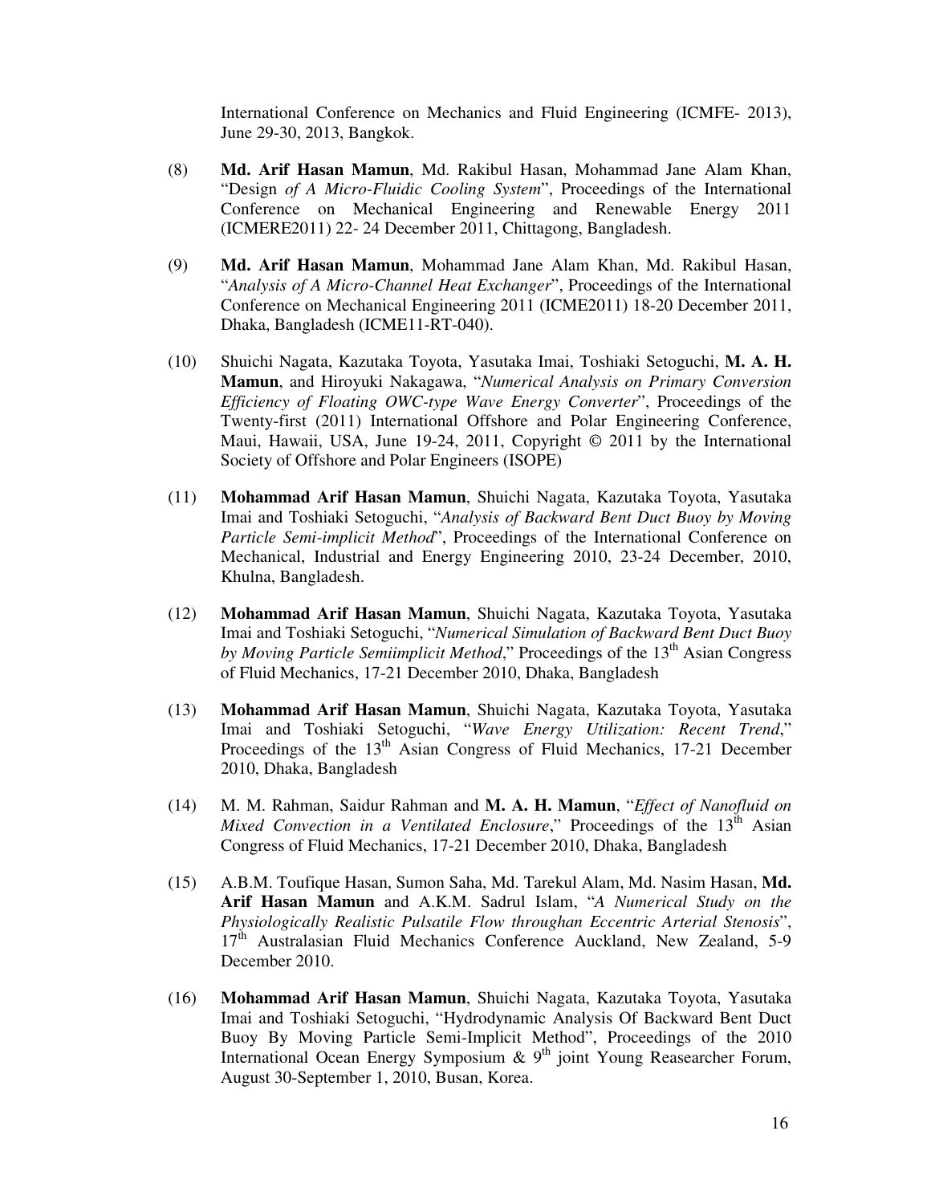International Conference on Mechanics and Fluid Engineering (ICMFE- 2013), June 29-30, 2013, Bangkok.

(8) **Md. Arif Hasan Mamun**, Md. Rakibul Hasan, Mohammad Jane Alam Khan, "Design *of A Micro-Fluidic Cooling System*", Proceedings of the International Conference on Mechanical Engineering and Renewable Energy 2011 (ICMERE2011) 22- 24 December 2011, Chittagong, Bangladesh.

(9) **Md. Arif Hasan Mamun**, Mohammad Jane Alam Khan, Md. Rakibul Hasan, "*Analysis of A Micro-Channel Heat Exchanger*", Proceedings of the International Conference on Mechanical Engineering 2011 (ICME2011) 18-20 December 2011, Dhaka, Bangladesh (ICME11-RT-040).

(10) Shuichi Nagata, Kazutaka Toyota, Yasutaka Imai, Toshiaki Setoguchi, **M. A. H. Mamun**, and Hiroyuki Nakagawa, "*Numerical Analysis on Primary Conversion Efficiency of Floating OWC-type Wave Energy Converter*", Proceedings of the Twenty-first (2011) International Offshore and Polar Engineering Conference, Maui, Hawaii, USA, June 19-24, 2011, Copyright © 2011 by the International Society of Offshore and Polar Engineers (ISOPE)

(11) **Mohammad Arif Hasan Mamun**, Shuichi Nagata, Kazutaka Toyota, Yasutaka Imai and Toshiaki Setoguchi, "*Analysis of Backward Bent Duct Buoy by Moving Particle Semi-implicit Method*", Proceedings of the International Conference on Mechanical, Industrial and Energy Engineering 2010, 23-24 December, 2010, Khulna, Bangladesh.

(12) **Mohammad Arif Hasan Mamun**, Shuichi Nagata, Kazutaka Toyota, Yasutaka Imai and Toshiaki Setoguchi, "*Numerical Simulation of Backward Bent Duct Buoy by Moving Particle Semiimplicit Method*," Proceedings of the 13th Asian Congress of Fluid Mechanics, 17-21 December 2010, Dhaka, Bangladesh

(13) **Mohammad Arif Hasan Mamun**, Shuichi Nagata, Kazutaka Toyota, Yasutaka Imai and Toshiaki Setoguchi, "*Wave Energy Utilization: Recent Trend*," Proceedings of the 13th Asian Congress of Fluid Mechanics, 17-21 December 2010, Dhaka, Bangladesh

(14) M. M. Rahman, Saidur Rahman and **M. A. H. Mamun**, "*Effect of Nanofluid on Mixed Convection in a Ventilated Enclosure*," Proceedings of the 13th Asian Congress of Fluid Mechanics, 17-21 December 2010, Dhaka, Bangladesh

(15) A.B.M. Toufique Hasan, Sumon Saha, Md. Tarekul Alam, Md. Nasim Hasan, **Md. Arif Hasan Mamun** and A.K.M. Sadrul Islam, "*A Numerical Study on the Physiologically Realistic Pulsatile Flow throughan Eccentric Arterial Stenosis*", 17th Australasian Fluid Mechanics Conference Auckland, New Zealand, 5-9 December 2010.

(16) **Mohammad Arif Hasan Mamun**, Shuichi Nagata, Kazutaka Toyota, Yasutaka Imai and Toshiaki Setoguchi, "Hydrodynamic Analysis Of Backward Bent Duct Buoy By Moving Particle Semi-Implicit Method", Proceedings of the 2010 International Ocean Energy Symposium & 9th joint Young Reasearcher Forum, August 30-September 1, 2010, Busan, Korea.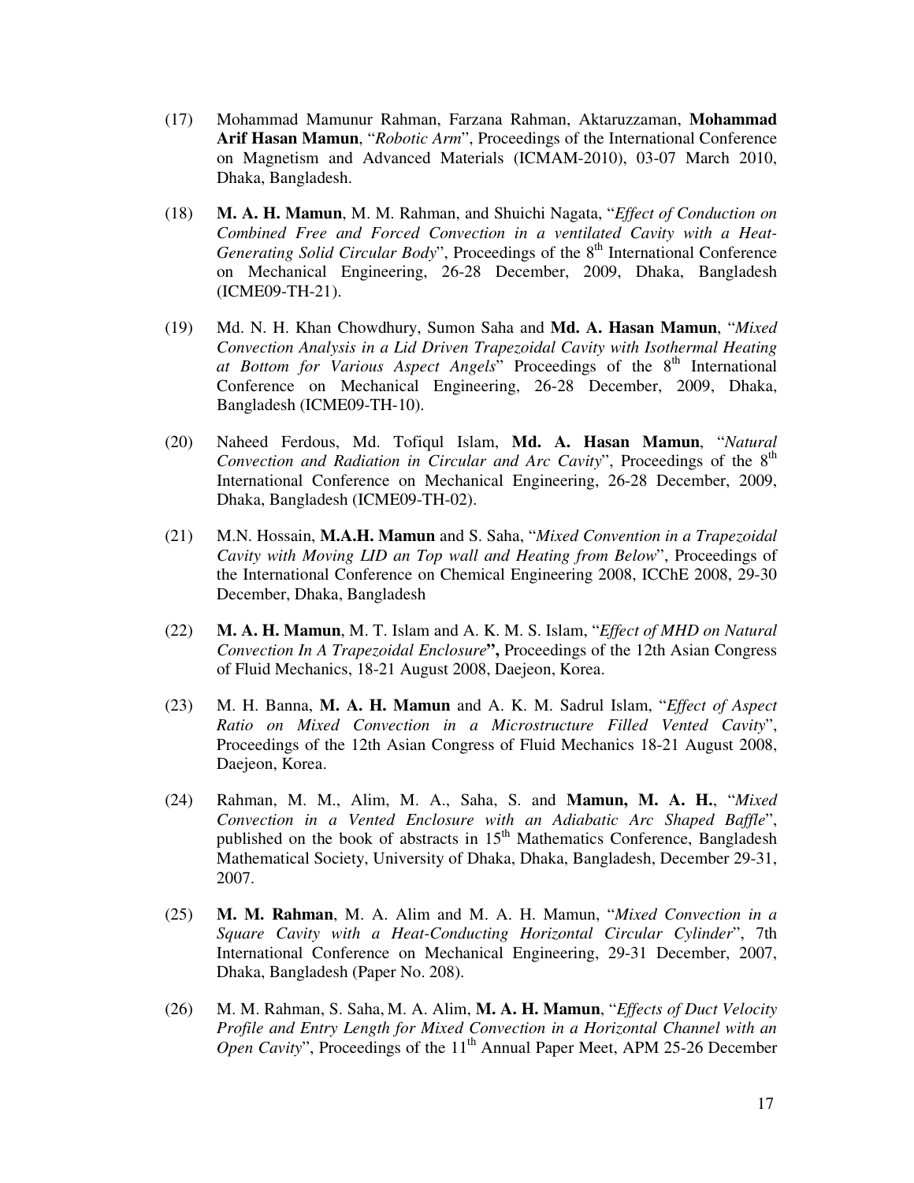(17) Mohammad Mamunur Rahman, Farzana Rahman, Aktaruzzaman, **Mohammad Arif Hasan Mamun**, "*Robotic Arm*", Proceedings of the International Conference on Magnetism and Advanced Materials (ICMAM-2010), 03-07 March 2010, Dhaka, Bangladesh.

(18) **M. A. H. Mamun**, M. M. Rahman, and Shuichi Nagata, "*Effect of Conduction on Combined Free and Forced Convection in a ventilated Cavity with a Heat-Generating Solid Circular Body*", Proceedings of the 8th International Conference on Mechanical Engineering, 26-28 December, 2009, Dhaka, Bangladesh (ICME09-TH-21).

(19) Md. N. H. Khan Chowdhury, Sumon Saha and **Md. A. Hasan Mamun**, "*Mixed Convection Analysis in a Lid Driven Trapezoidal Cavity with Isothermal Heating at Bottom for Various Aspect Angels*" Proceedings of the 8th International Conference on Mechanical Engineering, 26-28 December, 2009, Dhaka, Bangladesh (ICME09-TH-10).

(20) Naheed Ferdous, Md. Tofiqul Islam, **Md. A. Hasan Mamun**, "*Natural Convection and Radiation in Circular and Arc Cavity*", Proceedings of the 8th International Conference on Mechanical Engineering, 26-28 December, 2009, Dhaka, Bangladesh (ICME09-TH-02).

(21) M.N. Hossain, **M.A.H. Mamun** and S. Saha, "*Mixed Convention in a Trapezoidal Cavity with Moving LID an Top wall and Heating from Below*", Proceedings of the International Conference on Chemical Engineering 2008, ICChE 2008, 29-30 December, Dhaka, Bangladesh

(22) **M. A. H. Mamun**, M. T. Islam and A. K. M. S. Islam, "*Effect of MHD on Natural Convection In A Trapezoidal Enclosure*"**,** Proceedings of the 12th Asian Congress of Fluid Mechanics, 18-21 August 2008, Daejeon, Korea.

(23) M. H. Banna, **M. A. H. Mamun** and A. K. M. Sadrul Islam, "*Effect of Aspect Ratio on Mixed Convection in a Microstructure Filled Vented Cavity*", Proceedings of the 12th Asian Congress of Fluid Mechanics 18-21 August 2008, Daejeon, Korea.

(24) Rahman, M. M., Alim, M. A., Saha, S. and **Mamun, M. A. H.**, "*Mixed Convection in a Vented Enclosure with an Adiabatic Arc Shaped Baffle*", published on the book of abstracts in 15th Mathematics Conference, Bangladesh Mathematical Society, University of Dhaka, Dhaka, Bangladesh, December 29-31, 2007.

(25) **M. M. Rahman**, M. A. Alim and M. A. H. Mamun, "*Mixed Convection in a Square Cavity with a Heat-Conducting Horizontal Circular Cylinder*", 7th International Conference on Mechanical Engineering, 29-31 December, 2007, Dhaka, Bangladesh (Paper No. 208).

(26) M. M. Rahman, S. Saha, M. A. Alim, **M. A. H. Mamun**, "*Effects of Duct Velocity Profile and Entry Length for Mixed Convection in a Horizontal Channel with an Open Cavity*", Proceedings of the 11th Annual Paper Meet, APM 25-26 December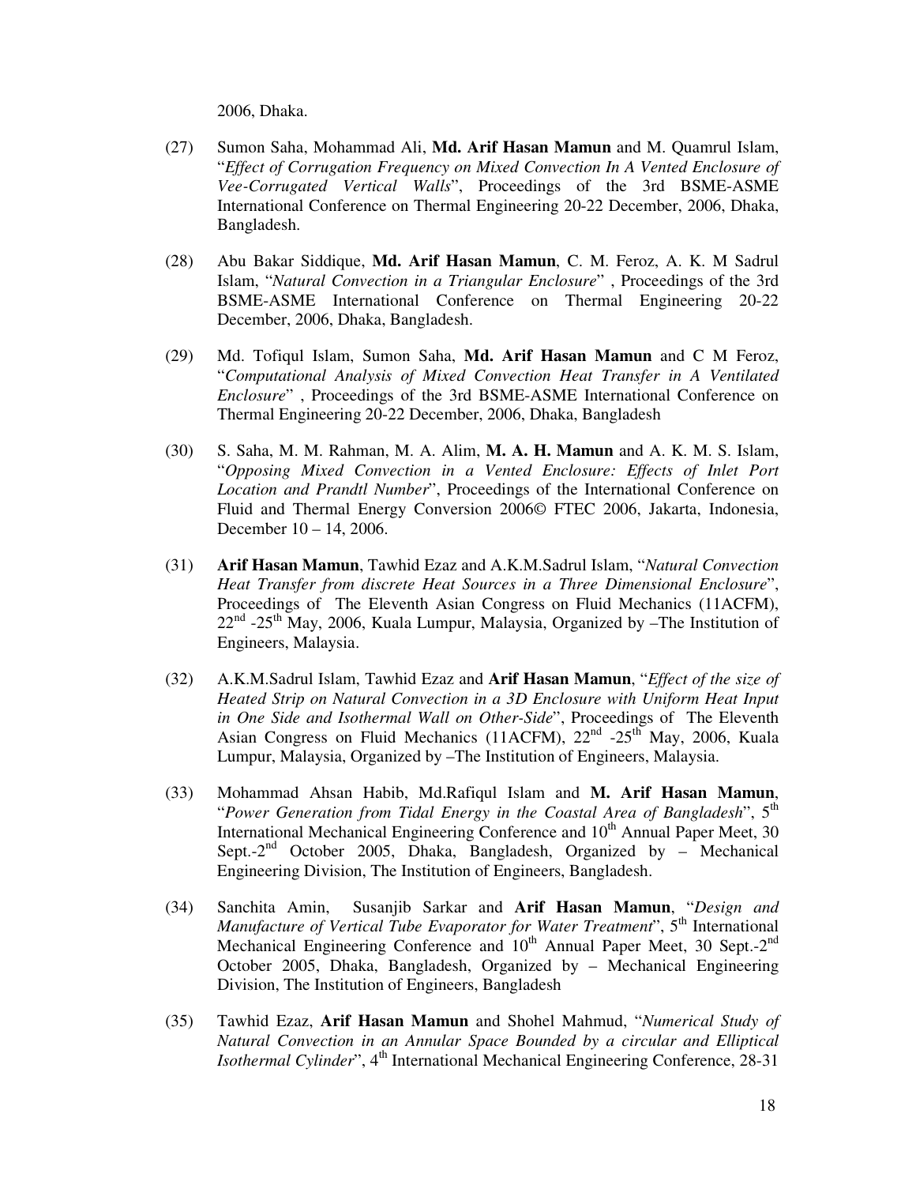2006, Dhaka.

(27) Sumon Saha, Mohammad Ali, **Md. Arif Hasan Mamun** and M. Quamrul Islam, "*Effect of Corrugation Frequency on Mixed Convection In A Vented Enclosure of Vee-Corrugated Vertical Walls*", Proceedings of the 3rd BSME-ASME International Conference on Thermal Engineering 20-22 December, 2006, Dhaka, Bangladesh.

(28) Abu Bakar Siddique, **Md. Arif Hasan Mamun**, C. M. Feroz, A. K. M Sadrul Islam, "*Natural Convection in a Triangular Enclosure*" , Proceedings of the 3rd BSME-ASME International Conference on Thermal Engineering 20-22 December, 2006, Dhaka, Bangladesh.

(29) Md. Tofiqul Islam, Sumon Saha, **Md. Arif Hasan Mamun** and C M Feroz, "*Computational Analysis of Mixed Convection Heat Transfer in A Ventilated Enclosure*" , Proceedings of the 3rd BSME-ASME International Conference on Thermal Engineering 20-22 December, 2006, Dhaka, Bangladesh

(30) S. Saha, M. M. Rahman, M. A. Alim, **M. A. H. Mamun** and A. K. M. S. Islam, "*Opposing Mixed Convection in a Vented Enclosure: Effects of Inlet Port Location and Prandtl Number*", Proceedings of the International Conference on Fluid and Thermal Energy Conversion 2006© FTEC 2006, Jakarta, Indonesia, December 10 – 14, 2006.

(31) **Arif Hasan Mamun**, Tawhid Ezaz and A.K.M.Sadrul Islam, "*Natural Convection Heat Transfer from discrete Heat Sources in a Three Dimensional Enclosure*", Proceedings of The Eleventh Asian Congress on Fluid Mechanics (11ACFM), 22nd -25th May, 2006, Kuala Lumpur, Malaysia, Organized by –The Institution of Engineers, Malaysia.

(32) A.K.M.Sadrul Islam, Tawhid Ezaz and **Arif Hasan Mamun**, "*Effect of the size of Heated Strip on Natural Convection in a 3D Enclosure with Uniform Heat Input in One Side and Isothermal Wall on Other-Side*", Proceedings of The Eleventh Asian Congress on Fluid Mechanics (11ACFM), 22nd -25th May, 2006, Kuala Lumpur, Malaysia, Organized by –The Institution of Engineers, Malaysia.

(33) Mohammad Ahsan Habib, Md.Rafiqul Islam and **M. Arif Hasan Mamun**, "*Power Generation from Tidal Energy in the Coastal Area of Bangladesh*", 5th International Mechanical Engineering Conference and 10th Annual Paper Meet, 30 Sept.-2nd October 2005, Dhaka, Bangladesh, Organized by – Mechanical Engineering Division, The Institution of Engineers, Bangladesh.

(34) Sanchita Amin, Susanjib Sarkar and **Arif Hasan Mamun**, "*Design and Manufacture of Vertical Tube Evaporator for Water Treatment*", 5th International Mechanical Engineering Conference and 10th Annual Paper Meet, 30 Sept.-2nd October 2005, Dhaka, Bangladesh, Organized by – Mechanical Engineering Division, The Institution of Engineers, Bangladesh

(35) Tawhid Ezaz, **Arif Hasan Mamun** and Shohel Mahmud, "*Numerical Study of Natural Convection in an Annular Space Bounded by a circular and Elliptical Isothermal Cylinder*", 4th International Mechanical Engineering Conference, 28-31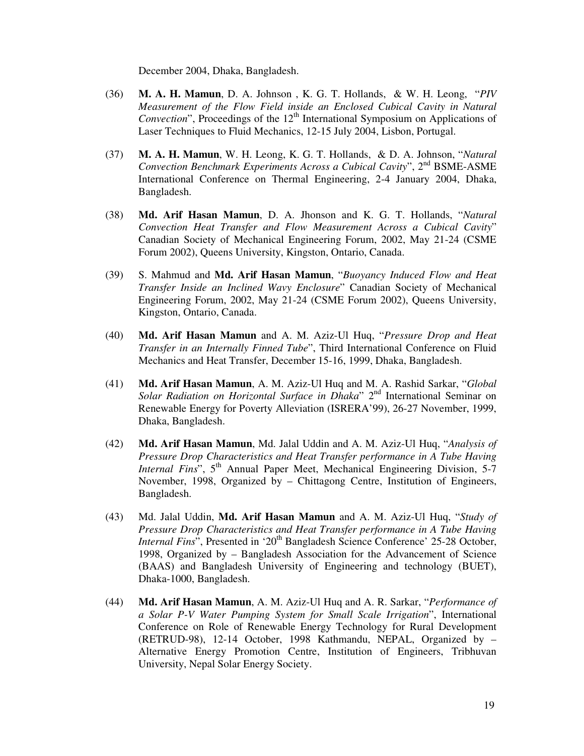December 2004, Dhaka, Bangladesh.

(36) **M. A. H. Mamun**, D. A. Johnson , K. G. T. Hollands, & W. H. Leong, "*PIV Measurement of the Flow Field inside an Enclosed Cubical Cavity in Natural Convection*", Proceedings of the 12th International Symposium on Applications of Laser Techniques to Fluid Mechanics, 12-15 July 2004, Lisbon, Portugal.

(37) **M. A. H. Mamun**, W. H. Leong, K. G. T. Hollands, & D. A. Johnson, "*Natural Convection Benchmark Experiments Across a Cubical Cavity*", 2nd BSME-ASME International Conference on Thermal Engineering, 2-4 January 2004, Dhaka, Bangladesh.

(38) **Md. Arif Hasan Mamun**, D. A. Jhonson and K. G. T. Hollands, "*Natural Convection Heat Transfer and Flow Measurement Across a Cubical Cavity*" Canadian Society of Mechanical Engineering Forum, 2002, May 21-24 (CSME Forum 2002), Queens University, Kingston, Ontario, Canada.

(39) S. Mahmud and **Md. Arif Hasan Mamun**, "*Buoyancy Induced Flow and Heat Transfer Inside an Inclined Wavy Enclosure*" Canadian Society of Mechanical Engineering Forum, 2002, May 21-24 (CSME Forum 2002), Queens University, Kingston, Ontario, Canada.

(40) **Md. Arif Hasan Mamun** and A. M. Aziz-Ul Huq, "*Pressure Drop and Heat Transfer in an Internally Finned Tube*", Third International Conference on Fluid Mechanics and Heat Transfer, December 15-16, 1999, Dhaka, Bangladesh.

(41) **Md. Arif Hasan Mamun**, A. M. Aziz-Ul Huq and M. A. Rashid Sarkar, "*Global Solar Radiation on Horizontal Surface in Dhaka*" 2nd International Seminar on Renewable Energy for Poverty Alleviation (ISRERA'99), 26-27 November, 1999, Dhaka, Bangladesh.

(42) **Md. Arif Hasan Mamun**, Md. Jalal Uddin and A. M. Aziz-Ul Huq, "*Analysis of Pressure Drop Characteristics and Heat Transfer performance in A Tube Having Internal Fins*", 5th Annual Paper Meet, Mechanical Engineering Division, 5-7 November, 1998, Organized by – Chittagong Centre, Institution of Engineers, Bangladesh.

(43) Md. Jalal Uddin, **Md. Arif Hasan Mamun** and A. M. Aziz-Ul Huq, "*Study of Pressure Drop Characteristics and Heat Transfer performance in A Tube Having Internal Fins*", Presented in '20th Bangladesh Science Conference' 25-28 October, 1998, Organized by – Bangladesh Association for the Advancement of Science (BAAS) and Bangladesh University of Engineering and technology (BUET), Dhaka-1000, Bangladesh.

(44) **Md. Arif Hasan Mamun**, A. M. Aziz-Ul Huq and A. R. Sarkar, "*Performance of a Solar P-V Water Pumping System for Small Scale Irrigation*", International Conference on Role of Renewable Energy Technology for Rural Development (RETRUD-98), 12-14 October, 1998 Kathmandu, NEPAL, Organized by – Alternative Energy Promotion Centre, Institution of Engineers, Tribhuvan University, Nepal Solar Energy Society.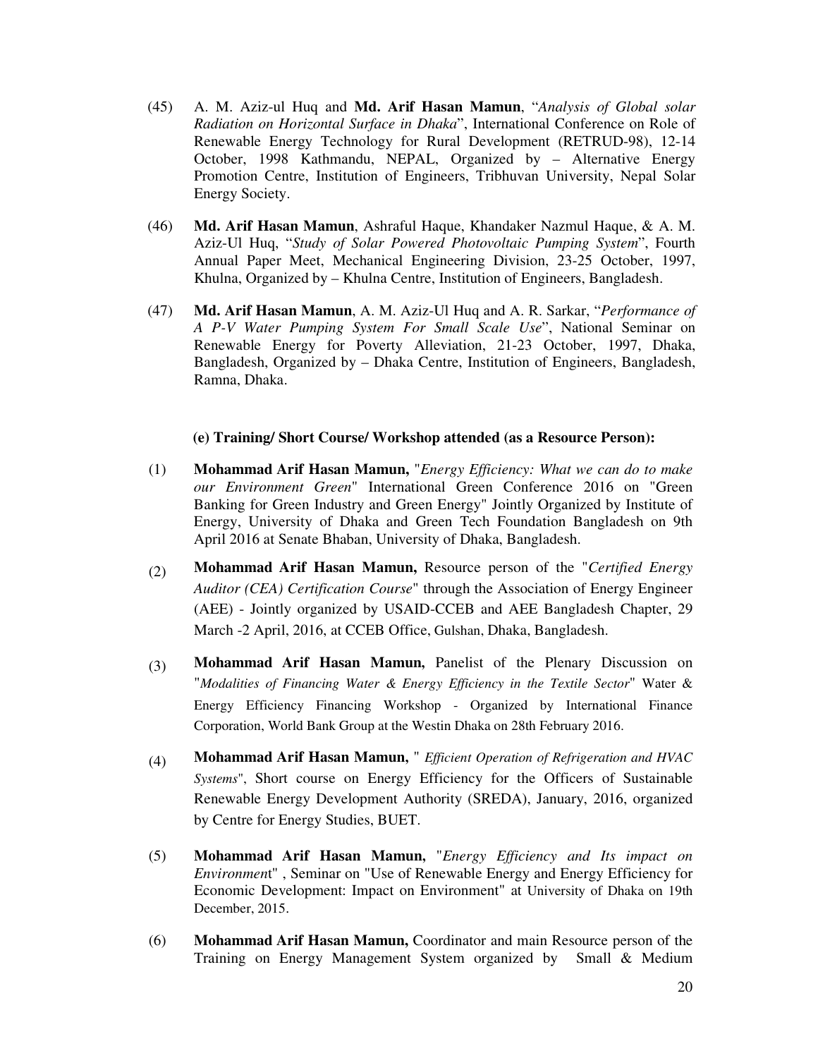(45) A. M. Aziz-ul Huq and **Md. Arif Hasan Mamun**, "*Analysis of Global solar Radiation on Horizontal Surface in Dhaka*", International Conference on Role of Renewable Energy Technology for Rural Development (RETRUD-98), 12-14 October, 1998 Kathmandu, NEPAL, Organized by – Alternative Energy Promotion Centre, Institution of Engineers, Tribhuvan University, Nepal Solar Energy Society.

(46) **Md. Arif Hasan Mamun**, Ashraful Haque, Khandaker Nazmul Haque, & A. M. Aziz-Ul Huq, "*Study of Solar Powered Photovoltaic Pumping System*", Fourth Annual Paper Meet, Mechanical Engineering Division, 23-25 October, 1997, Khulna, Organized by – Khulna Centre, Institution of Engineers, Bangladesh.

(47) **Md. Arif Hasan Mamun**, A. M. Aziz-Ul Huq and A. R. Sarkar, "*Performance of A P-V Water Pumping System For Small Scale Use*", National Seminar on Renewable Energy for Poverty Alleviation, 21-23 October, 1997, Dhaka, Bangladesh, Organized by – Dhaka Centre, Institution of Engineers, Bangladesh, Ramna, Dhaka.

**(e) Training/ Short Course/ Workshop attended (as a Resource Person):**

(1) **Mohammad Arif Hasan Mamun,** "*Energy Efficiency: What we can do to make our Environment Green*" International Green Conference 2016 on "Green Banking for Green Industry and Green Energy" Jointly Organized by Institute of Energy, University of Dhaka and Green Tech Foundation Bangladesh on 9th April 2016 at Senate Bhaban, University of Dhaka, Bangladesh.

(2) **Mohammad Arif Hasan Mamun,** Resource person of the "*Certified Energy Auditor (CEA) Certification Course*" through the Association of Energy Engineer (AEE) - Jointly organized by USAID-CCEB and AEE Bangladesh Chapter, 29 March -2 April, 2016, at CCEB Office, Gulshan, Dhaka, Bangladesh.

(3) **Mohammad Arif Hasan Mamun,** Panelist of the Plenary Discussion on "*Modalities of Financing Water & Energy Efficiency in the Textile Sector*" Water & Energy Efficiency Financing Workshop - Organized by International Finance Corporation, World Bank Group at the Westin Dhaka on 28th February 2016.

(4) **Mohammad Arif Hasan Mamun,** " *Efficient Operation of Refrigeration and HVAC Systems*", Short course on Energy Efficiency for the Officers of Sustainable Renewable Energy Development Authority (SREDA), January, 2016, organized by Centre for Energy Studies, BUET.

(5) **Mohammad Arif Hasan Mamun,** "*Energy Efficiency and Its impact on Environment*" , Seminar on "Use of Renewable Energy and Energy Efficiency for Economic Development: Impact on Environment" at University of Dhaka on 19th December, 2015.

(6) **Mohammad Arif Hasan Mamun,** Coordinator and main Resource person of the Training on Energy Management System organized by Small & Medium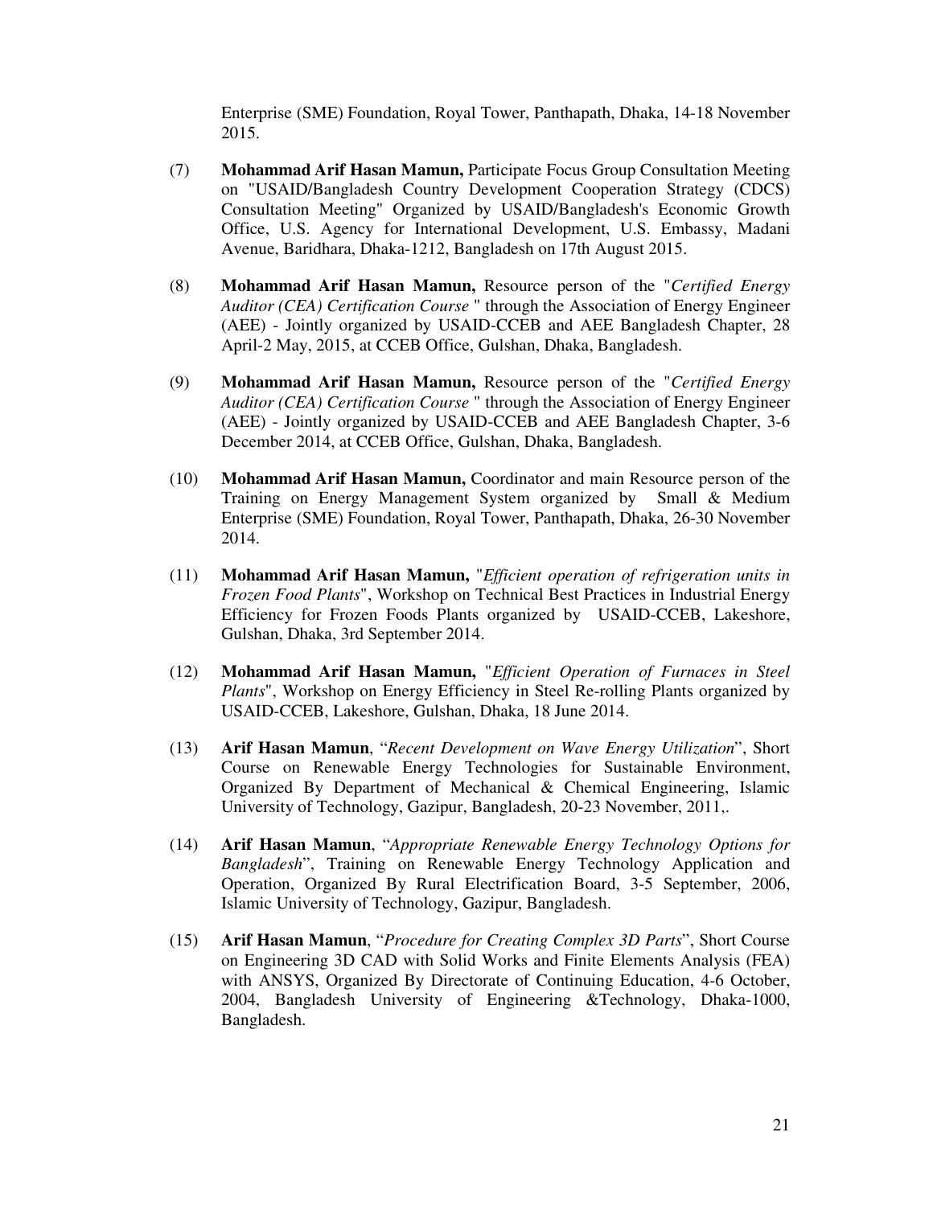Enterprise (SME) Foundation, Royal Tower, Panthapath, Dhaka, 14-18 November 2015.

(7) **Mohammad Arif Hasan Mamun,** Participate Focus Group Consultation Meeting on "USAID/Bangladesh Country Development Cooperation Strategy (CDCS) Consultation Meeting" Organized by USAID/Bangladesh's Economic Growth Office, U.S. Agency for International Development, U.S. Embassy, Madani Avenue, Baridhara, Dhaka-1212, Bangladesh on 17th August 2015.

(8) **Mohammad Arif Hasan Mamun,** Resource person of the "*Certified Energy Auditor (CEA) Certification Course* " through the Association of Energy Engineer (AEE) - Jointly organized by USAID-CCEB and AEE Bangladesh Chapter, 28 April-2 May, 2015, at CCEB Office, Gulshan, Dhaka, Bangladesh.

(9) **Mohammad Arif Hasan Mamun,** Resource person of the "*Certified Energy Auditor (CEA) Certification Course* " through the Association of Energy Engineer (AEE) - Jointly organized by USAID-CCEB and AEE Bangladesh Chapter, 3-6 December 2014, at CCEB Office, Gulshan, Dhaka, Bangladesh.

(10) **Mohammad Arif Hasan Mamun,** Coordinator and main Resource person of the Training on Energy Management System organized by Small & Medium Enterprise (SME) Foundation, Royal Tower, Panthapath, Dhaka, 26-30 November 2014.

(11) **Mohammad Arif Hasan Mamun,** "*Efficient operation of refrigeration units in Frozen Food Plants*", Workshop on Technical Best Practices in Industrial Energy Efficiency for Frozen Foods Plants organized by USAID-CCEB, Lakeshore, Gulshan, Dhaka, 3rd September 2014.

(12) **Mohammad Arif Hasan Mamun,** "*Efficient Operation of Furnaces in Steel Plants*", Workshop on Energy Efficiency in Steel Re-rolling Plants organized by USAID-CCEB, Lakeshore, Gulshan, Dhaka, 18 June 2014.

(13) **Arif Hasan Mamun**, "*Recent Development on Wave Energy Utilization*", Short Course on Renewable Energy Technologies for Sustainable Environment, Organized By Department of Mechanical & Chemical Engineering, Islamic University of Technology, Gazipur, Bangladesh, 20-23 November, 2011,.

(14) **Arif Hasan Mamun**, "*Appropriate Renewable Energy Technology Options for Bangladesh*", Training on Renewable Energy Technology Application and Operation, Organized By Rural Electrification Board, 3-5 September, 2006, Islamic University of Technology, Gazipur, Bangladesh.

(15) **Arif Hasan Mamun**, "*Procedure for Creating Complex 3D Parts*", Short Course on Engineering 3D CAD with Solid Works and Finite Elements Analysis (FEA) with ANSYS, Organized By Directorate of Continuing Education, 4-6 October, 2004, Bangladesh University of Engineering &Technology, Dhaka-1000, Bangladesh.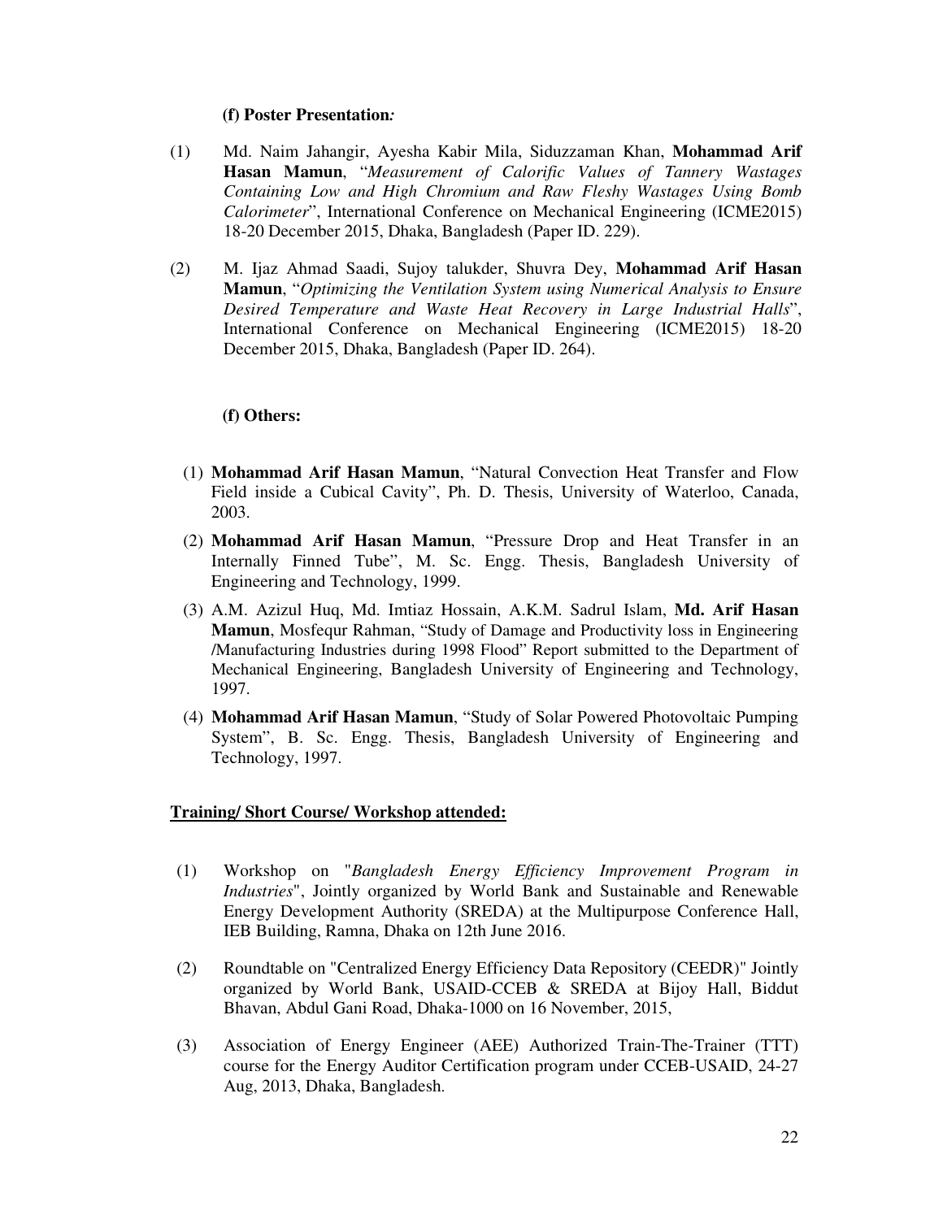**(f) Poster Presentation*:***

(1) Md. Naim Jahangir, Ayesha Kabir Mila, Siduzzaman Khan, **Mohammad Arif Hasan Mamun**, "*Measurement of Calorific Values of Tannery Wastages Containing Low and High Chromium and Raw Fleshy Wastages Using Bomb Calorimeter*", International Conference on Mechanical Engineering (ICME2015) 18-20 December 2015, Dhaka, Bangladesh (Paper ID. 229).

(2) M. Ijaz Ahmad Saadi, Sujoy talukder, Shuvra Dey, **Mohammad Arif Hasan Mamun**, "*Optimizing the Ventilation System using Numerical Analysis to Ensure Desired Temperature and Waste Heat Recovery in Large Industrial Halls*", International Conference on Mechanical Engineering (ICME2015) 18-20 December 2015, Dhaka, Bangladesh (Paper ID. 264).

**(f) Others:**

(1) **Mohammad Arif Hasan Mamun**, "Natural Convection Heat Transfer and Flow Field inside a Cubical Cavity", Ph. D. Thesis, University of Waterloo, Canada, 2003.

(2) **Mohammad Arif Hasan Mamun**, "Pressure Drop and Heat Transfer in an Internally Finned Tube", M. Sc. Engg. Thesis, Bangladesh University of Engineering and Technology, 1999.

(3) A.M. Azizul Huq, Md. Imtiaz Hossain, A.K.M. Sadrul Islam, **Md. Arif Hasan Mamun**, Mosfequr Rahman, "Study of Damage and Productivity loss in Engineering /Manufacturing Industries during 1998 Flood" Report submitted to the Department of Mechanical Engineering, Bangladesh University of Engineering and Technology, 1997.

(4) **Mohammad Arif Hasan Mamun**, "Study of Solar Powered Photovoltaic Pumping System", B. Sc. Engg. Thesis, Bangladesh University of Engineering and Technology, 1997.

**Training/ Short Course/ Workshop attended:**

(1) Workshop on "*Bangladesh Energy Efficiency Improvement Program in Industries*", Jointly organized by World Bank and Sustainable and Renewable Energy Development Authority (SREDA) at the Multipurpose Conference Hall, IEB Building, Ramna, Dhaka on 12th June 2016.

(2) Roundtable on "Centralized Energy Efficiency Data Repository (CEEDR)" Jointly organized by World Bank, USAID-CCEB & SREDA at Bijoy Hall, Biddut Bhavan, Abdul Gani Road, Dhaka-1000 on 16 November, 2015,

(3) Association of Energy Engineer (AEE) Authorized Train-The-Trainer (TTT) course for the Energy Auditor Certification program under CCEB-USAID, 24-27 Aug, 2013, Dhaka, Bangladesh.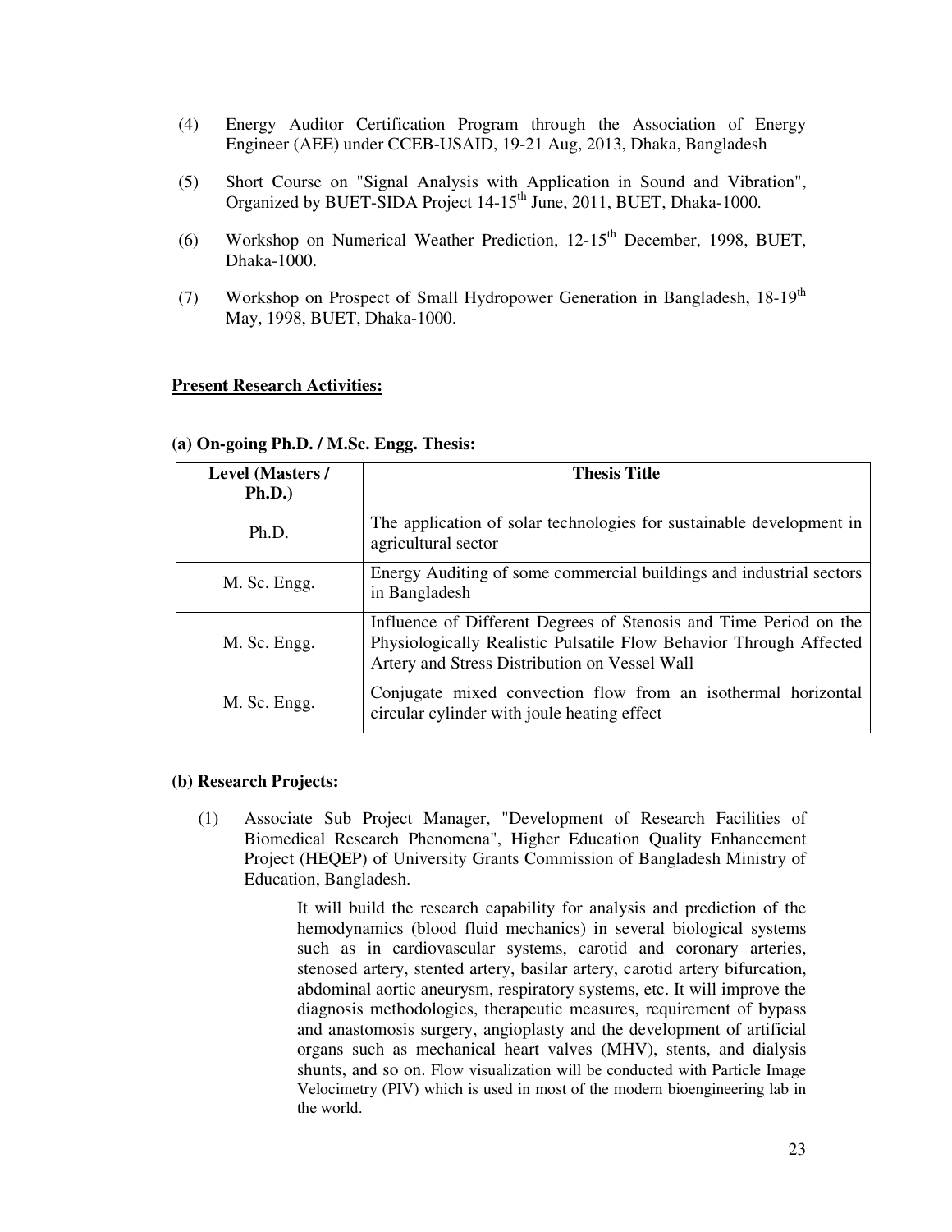(4) Energy Auditor Certification Program through the Association of Energy Engineer (AEE) under CCEB-USAID, 19-21 Aug, 2013, Dhaka, Bangladesh

(5) Short Course on "Signal Analysis with Application in Sound and Vibration", Organized by BUET-SIDA Project 14-15th June, 2011, BUET, Dhaka-1000.

(6) Workshop on Numerical Weather Prediction, 12-15th December, 1998, BUET, Dhaka-1000.

(7) Workshop on Prospect of Small Hydropower Generation in Bangladesh, 18-19th May, 1998, BUET, Dhaka-1000.

**Present Research Activities:**

**(a) On-going Ph.D. / M.Sc. Engg. Thesis:**

| Level (Masters / Ph.D.) | Thesis Title |
|---|---|
| Ph.D. | The application of solar technologies for sustainable development in agricultural sector |
| M. Sc. Engg. | Energy Auditing of some commercial buildings and industrial sectors in Bangladesh |
| M. Sc. Engg. | Influence of Different Degrees of Stenosis and Time Period on the Physiologically Realistic Pulsatile Flow Behavior Through Affected Artery and Stress Distribution on Vessel Wall |
| M. Sc. Engg. | Conjugate mixed convection flow from an isothermal horizontal circular cylinder with joule heating effect |

**(b) Research Projects:**

(1) Associate Sub Project Manager, "Development of Research Facilities of Biomedical Research Phenomena", Higher Education Quality Enhancement Project (HEQEP) of University Grants Commission of Bangladesh Ministry of Education, Bangladesh.

> It will build the research capability for analysis and prediction of the hemodynamics (blood fluid mechanics) in several biological systems such as in cardiovascular systems, carotid and coronary arteries, stenosed artery, stented artery, basilar artery, carotid artery bifurcation, abdominal aortic aneurysm, respiratory systems, etc. It will improve the diagnosis methodologies, therapeutic measures, requirement of bypass and anastomosis surgery, angioplasty and the development of artificial organs such as mechanical heart valves (MHV), stents, and dialysis shunts, and so on. Flow visualization will be conducted with Particle Image Velocimetry (PIV) which is used in most of the modern bioengineering lab in the world.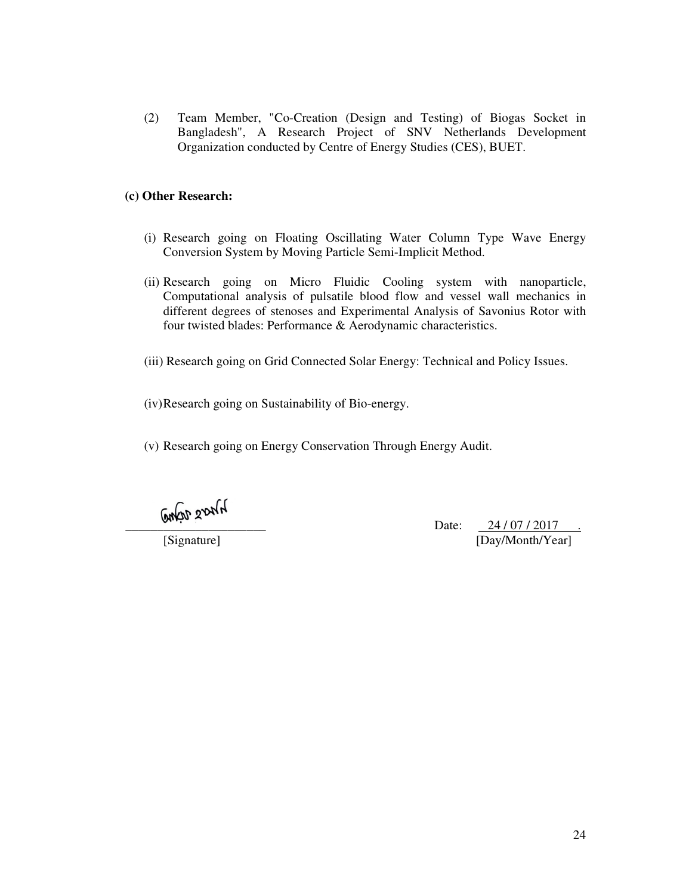(2) Team Member, "Co-Creation (Design and Testing) of Biogas Socket in Bangladesh", A Research Project of SNV Netherlands Development Organization conducted by Centre of Energy Studies (CES), BUET.

**(c) Other Research:**

(i) Research going on Floating Oscillating Water Column Type Wave Energy Conversion System by Moving Particle Semi-Implicit Method.

(ii) Research going on Micro Fluidic Cooling system with nanoparticle, Computational analysis of pulsatile blood flow and vessel wall mechanics in different degrees of stenoses and Experimental Analysis of Savonius Rotor with four twisted blades: Performance & Aerodynamic characteristics.

(iii) Research going on Grid Connected Solar Energy: Technical and Policy Issues.

(iv) Research going on Sustainability of Bio-energy.

(v) Research going on Energy Conservation Through Energy Audit.

______________________ Date: 24 / 07 / 2017 .

[Signature] [Day/Month/Year]